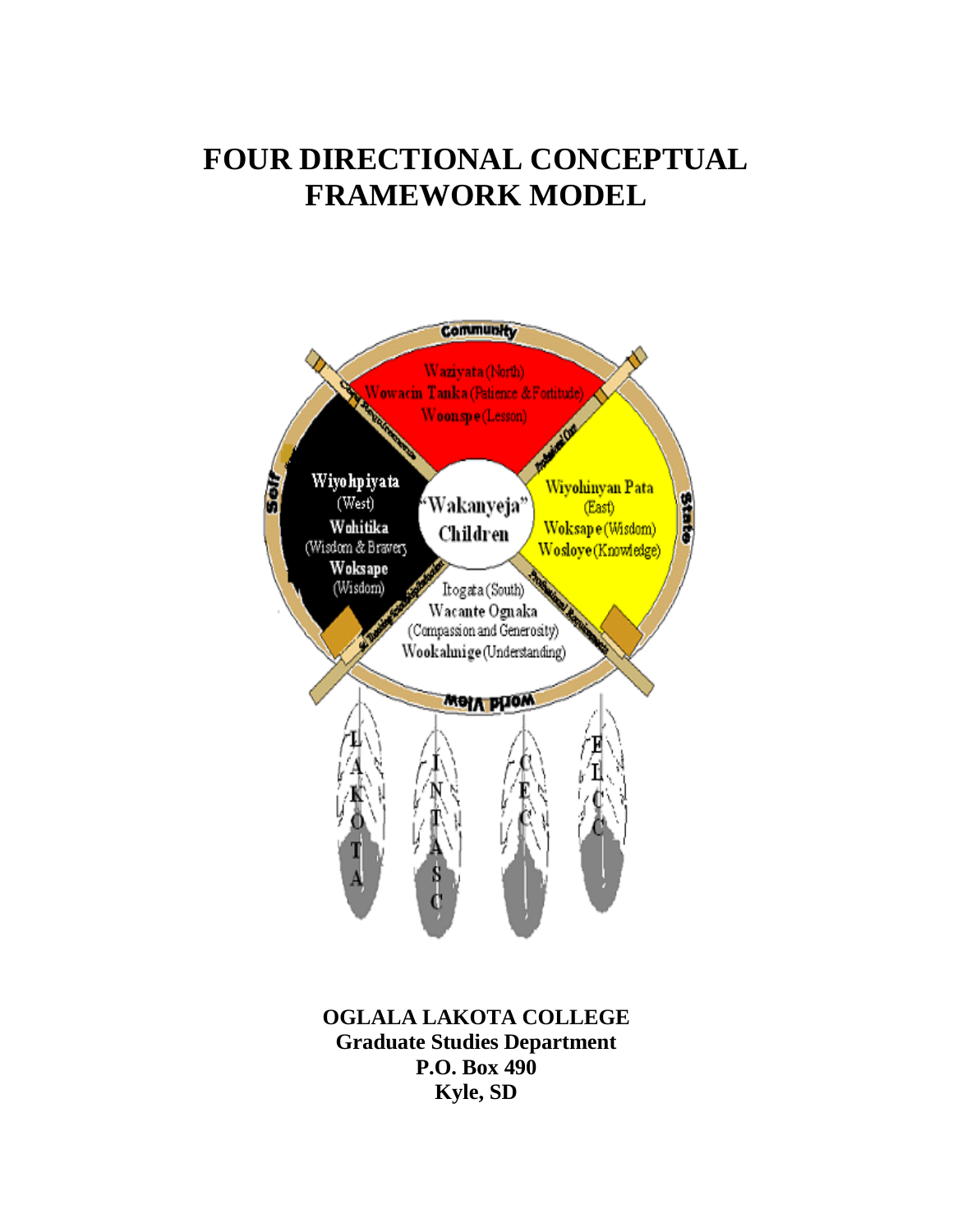# FOUR DIRECTIONAL CONCEPTUAL FRAMEWORK MODEL

Community

Waziyata (North)
Wowacin Tanka (Patience & Fortitude)
Woonspe (Lesson)

Wiyohpiyata
(West)
Wohitika
(Wisdom & Bravery)
Woksape
(Wisdom)

"Wakanyeja"
Children

Wiyohinyan Pata
(East)
Woksape (Wisdom)
Wosloye (Knowledge)

Itogata (South)
Wacante Ognaka
(Compassion and Generosity)
Wookahnige (Understanding)

Self

State

World View

LAKOTA

INTASC

CEC

ELCC

**OGLALA LAKOTA COLLEGE**
**Graduate Studies Department**
**P.O. Box 490**
**Kyle, SD**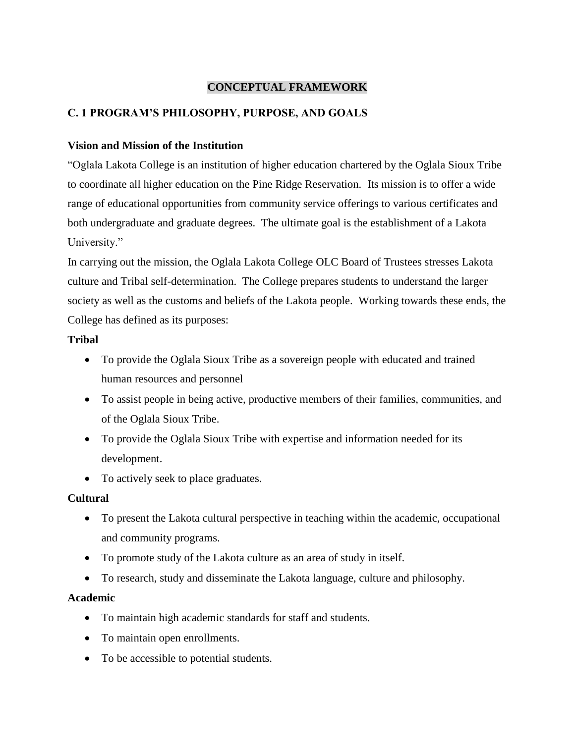# CONCEPTUAL FRAMEWORK

## C. 1 PROGRAM'S PHILOSOPHY, PURPOSE, AND GOALS

### Vision and Mission of the Institution

"Oglala Lakota College is an institution of higher education chartered by the Oglala Sioux Tribe to coordinate all higher education on the Pine Ridge Reservation. Its mission is to offer a wide range of educational opportunities from community service offerings to various certificates and both undergraduate and graduate degrees. The ultimate goal is the establishment of a Lakota University."

In carrying out the mission, the Oglala Lakota College OLC Board of Trustees stresses Lakota culture and Tribal self-determination. The College prepares students to understand the larger society as well as the customs and beliefs of the Lakota people. Working towards these ends, the College has defined as its purposes:

**Tribal**

- To provide the Oglala Sioux Tribe as a sovereign people with educated and trained human resources and personnel
- To assist people in being active, productive members of their families, communities, and of the Oglala Sioux Tribe.
- To provide the Oglala Sioux Tribe with expertise and information needed for its development.
- To actively seek to place graduates.

**Cultural**

- To present the Lakota cultural perspective in teaching within the academic, occupational and community programs.
- To promote study of the Lakota culture as an area of study in itself.
- To research, study and disseminate the Lakota language, culture and philosophy.

**Academic**

- To maintain high academic standards for staff and students.
- To maintain open enrollments.
- To be accessible to potential students.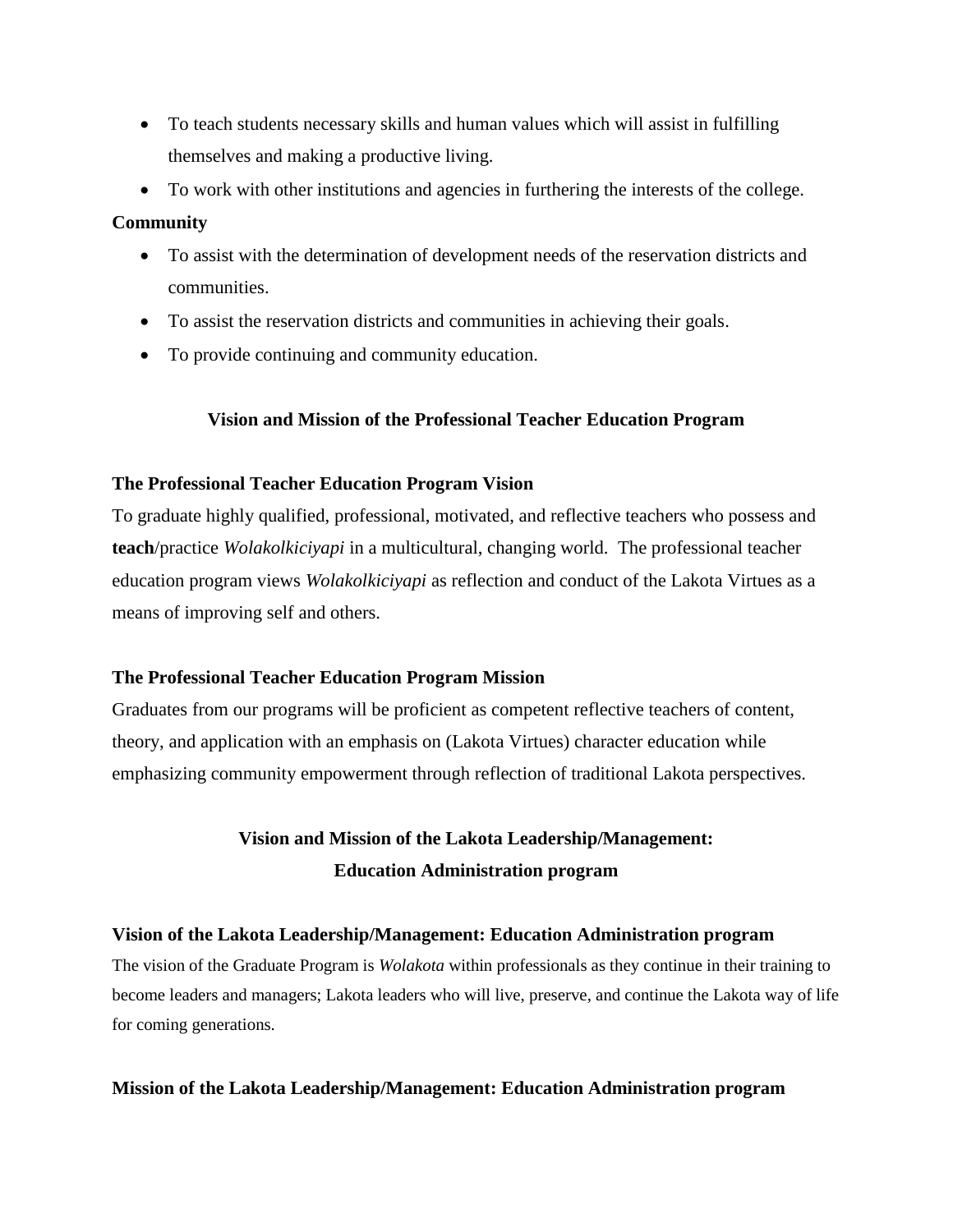- To teach students necessary skills and human values which will assist in fulfilling themselves and making a productive living.
- To work with other institutions and agencies in furthering the interests of the college.

**Community**

- To assist with the determination of development needs of the reservation districts and communities.
- To assist the reservation districts and communities in achieving their goals.
- To provide continuing and community education.

## Vision and Mission of the Professional Teacher Education Program

### The Professional Teacher Education Program Vision

To graduate highly qualified, professional, motivated, and reflective teachers who possess and **teach**/practice *Wolakolkiciyapi* in a multicultural, changing world. The professional teacher education program views *Wolakolkiciyapi* as reflection and conduct of the Lakota Virtues as a means of improving self and others.

### The Professional Teacher Education Program Mission

Graduates from our programs will be proficient as competent reflective teachers of content, theory, and application with an emphasis on (Lakota Virtues) character education while emphasizing community empowerment through reflection of traditional Lakota perspectives.

## Vision and Mission of the Lakota Leadership/Management: Education Administration program

### Vision of the Lakota Leadership/Management: Education Administration program

The vision of the Graduate Program is *Wolakota* within professionals as they continue in their training to become leaders and managers; Lakota leaders who will live, preserve, and continue the Lakota way of life for coming generations.

### Mission of the Lakota Leadership/Management: Education Administration program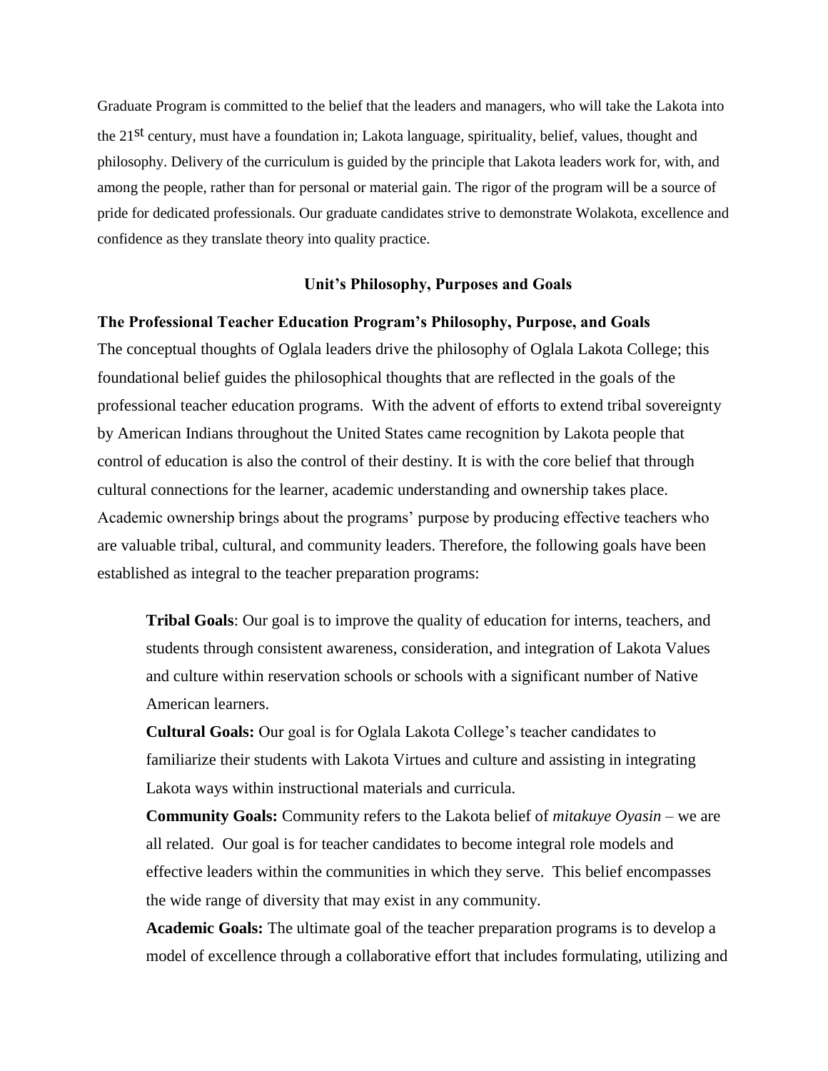Graduate Program is committed to the belief that the leaders and managers, who will take the Lakota into the 21st century, must have a foundation in; Lakota language, spirituality, belief, values, thought and philosophy. Delivery of the curriculum is guided by the principle that Lakota leaders work for, with, and among the people, rather than for personal or material gain. The rigor of the program will be a source of pride for dedicated professionals. Our graduate candidates strive to demonstrate Wolakota, excellence and confidence as they translate theory into quality practice.

## Unit's Philosophy, Purposes and Goals

### The Professional Teacher Education Program's Philosophy, Purpose, and Goals

The conceptual thoughts of Oglala leaders drive the philosophy of Oglala Lakota College; this foundational belief guides the philosophical thoughts that are reflected in the goals of the professional teacher education programs. With the advent of efforts to extend tribal sovereignty by American Indians throughout the United States came recognition by Lakota people that control of education is also the control of their destiny. It is with the core belief that through cultural connections for the learner, academic understanding and ownership takes place. Academic ownership brings about the programs' purpose by producing effective teachers who are valuable tribal, cultural, and community leaders. Therefore, the following goals have been established as integral to the teacher preparation programs:

**Tribal Goals**: Our goal is to improve the quality of education for interns, teachers, and students through consistent awareness, consideration, and integration of Lakota Values and culture within reservation schools or schools with a significant number of Native American learners.

**Cultural Goals:** Our goal is for Oglala Lakota College's teacher candidates to familiarize their students with Lakota Virtues and culture and assisting in integrating Lakota ways within instructional materials and curricula.

**Community Goals:** Community refers to the Lakota belief of *mitakuye Oyasin* – we are all related. Our goal is for teacher candidates to become integral role models and effective leaders within the communities in which they serve. This belief encompasses the wide range of diversity that may exist in any community.

**Academic Goals:** The ultimate goal of the teacher preparation programs is to develop a model of excellence through a collaborative effort that includes formulating, utilizing and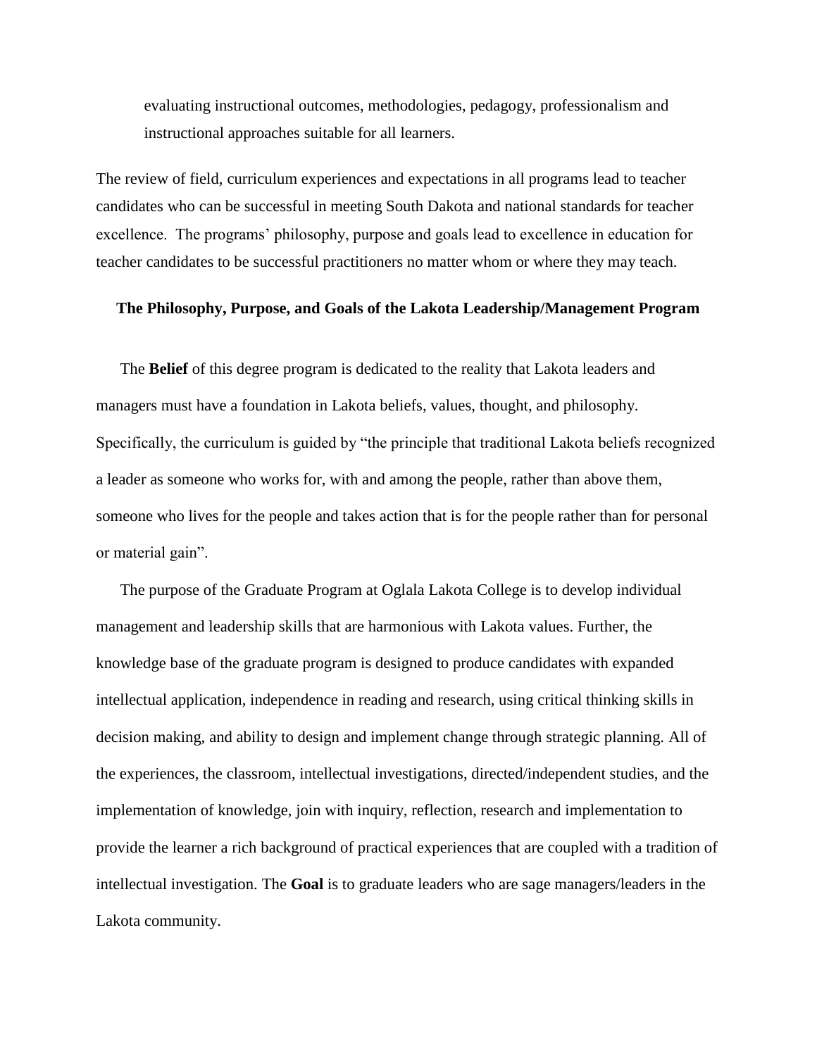evaluating instructional outcomes, methodologies, pedagogy, professionalism and instructional approaches suitable for all learners.

The review of field, curriculum experiences and expectations in all programs lead to teacher candidates who can be successful in meeting South Dakota and national standards for teacher excellence. The programs' philosophy, purpose and goals lead to excellence in education for teacher candidates to be successful practitioners no matter whom or where they may teach.

**The Philosophy, Purpose, and Goals of the Lakota Leadership/Management Program**

The **Belief** of this degree program is dedicated to the reality that Lakota leaders and managers must have a foundation in Lakota beliefs, values, thought, and philosophy. Specifically, the curriculum is guided by "the principle that traditional Lakota beliefs recognized a leader as someone who works for, with and among the people, rather than above them, someone who lives for the people and takes action that is for the people rather than for personal or material gain".

The purpose of the Graduate Program at Oglala Lakota College is to develop individual management and leadership skills that are harmonious with Lakota values. Further, the knowledge base of the graduate program is designed to produce candidates with expanded intellectual application, independence in reading and research, using critical thinking skills in decision making, and ability to design and implement change through strategic planning. All of the experiences, the classroom, intellectual investigations, directed/independent studies, and the implementation of knowledge, join with inquiry, reflection, research and implementation to provide the learner a rich background of practical experiences that are coupled with a tradition of intellectual investigation. The **Goal** is to graduate leaders who are sage managers/leaders in the Lakota community.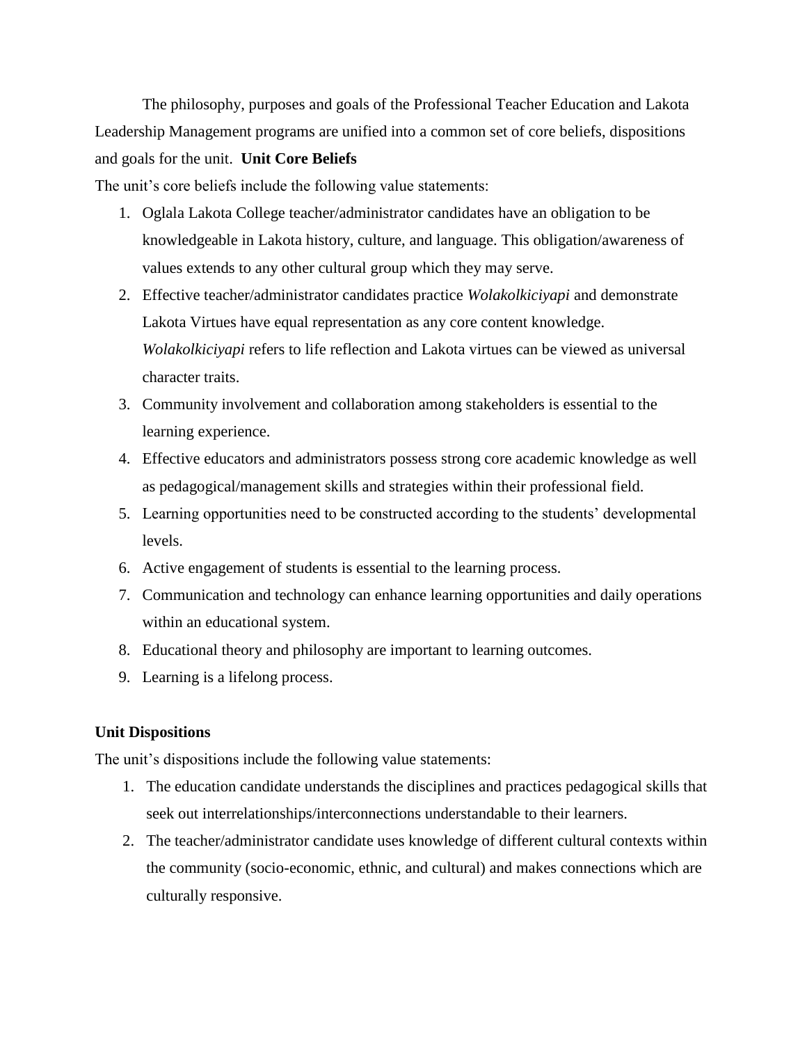The philosophy, purposes and goals of the Professional Teacher Education and Lakota Leadership Management programs are unified into a common set of core beliefs, dispositions and goals for the unit. **Unit Core Beliefs**

The unit's core beliefs include the following value statements:

1. Oglala Lakota College teacher/administrator candidates have an obligation to be knowledgeable in Lakota history, culture, and language. This obligation/awareness of values extends to any other cultural group which they may serve.
2. Effective teacher/administrator candidates practice *Wolakolkiciyapi* and demonstrate Lakota Virtues have equal representation as any core content knowledge. *Wolakolkiciyapi* refers to life reflection and Lakota virtues can be viewed as universal character traits.
3. Community involvement and collaboration among stakeholders is essential to the learning experience.
4. Effective educators and administrators possess strong core academic knowledge as well as pedagogical/management skills and strategies within their professional field.
5. Learning opportunities need to be constructed according to the students' developmental levels.
6. Active engagement of students is essential to the learning process.
7. Communication and technology can enhance learning opportunities and daily operations within an educational system.
8. Educational theory and philosophy are important to learning outcomes.
9. Learning is a lifelong process.

**Unit Dispositions**

The unit's dispositions include the following value statements:

1. The education candidate understands the disciplines and practices pedagogical skills that seek out interrelationships/interconnections understandable to their learners.
2. The teacher/administrator candidate uses knowledge of different cultural contexts within the community (socio-economic, ethnic, and cultural) and makes connections which are culturally responsive.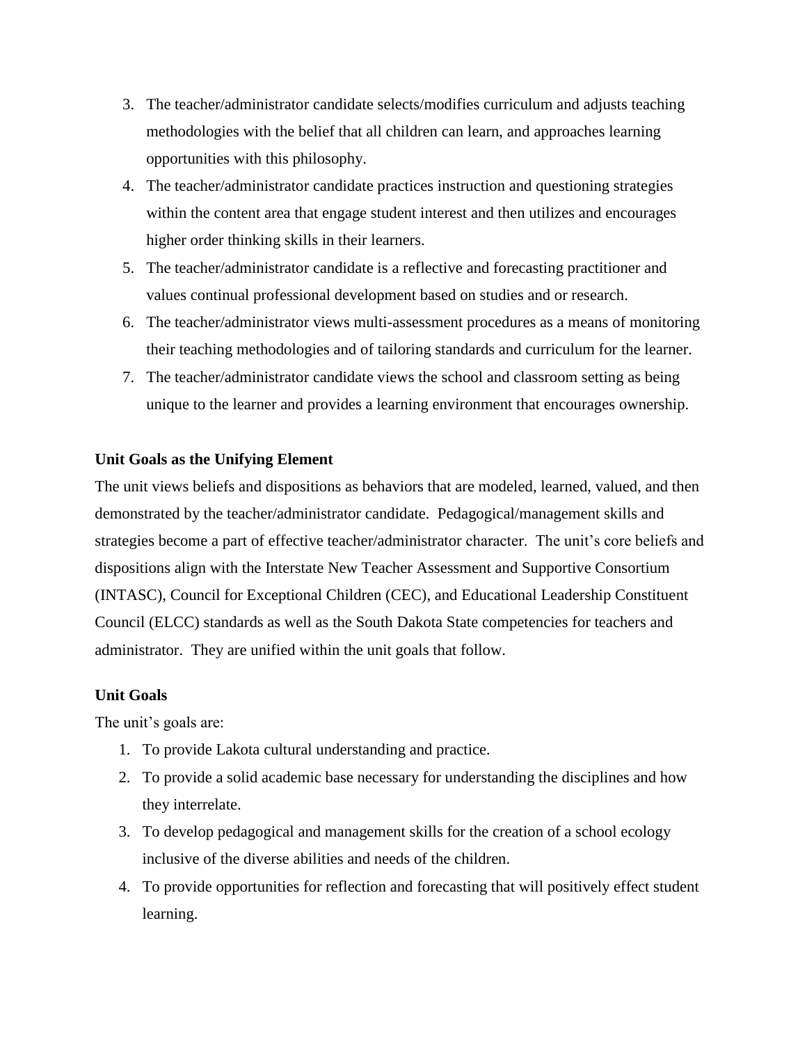3. The teacher/administrator candidate selects/modifies curriculum and adjusts teaching methodologies with the belief that all children can learn, and approaches learning opportunities with this philosophy.
4. The teacher/administrator candidate practices instruction and questioning strategies within the content area that engage student interest and then utilizes and encourages higher order thinking skills in their learners.
5. The teacher/administrator candidate is a reflective and forecasting practitioner and values continual professional development based on studies and or research.
6. The teacher/administrator views multi-assessment procedures as a means of monitoring their teaching methodologies and of tailoring standards and curriculum for the learner.
7. The teacher/administrator candidate views the school and classroom setting as being unique to the learner and provides a learning environment that encourages ownership.

**Unit Goals as the Unifying Element**

The unit views beliefs and dispositions as behaviors that are modeled, learned, valued, and then demonstrated by the teacher/administrator candidate. Pedagogical/management skills and strategies become a part of effective teacher/administrator character. The unit's core beliefs and dispositions align with the Interstate New Teacher Assessment and Supportive Consortium (INTASC), Council for Exceptional Children (CEC), and Educational Leadership Constituent Council (ELCC) standards as well as the South Dakota State competencies for teachers and administrator. They are unified within the unit goals that follow.

**Unit Goals**

The unit's goals are:

1. To provide Lakota cultural understanding and practice.
2. To provide a solid academic base necessary for understanding the disciplines and how they interrelate.
3. To develop pedagogical and management skills for the creation of a school ecology inclusive of the diverse abilities and needs of the children.
4. To provide opportunities for reflection and forecasting that will positively effect student learning.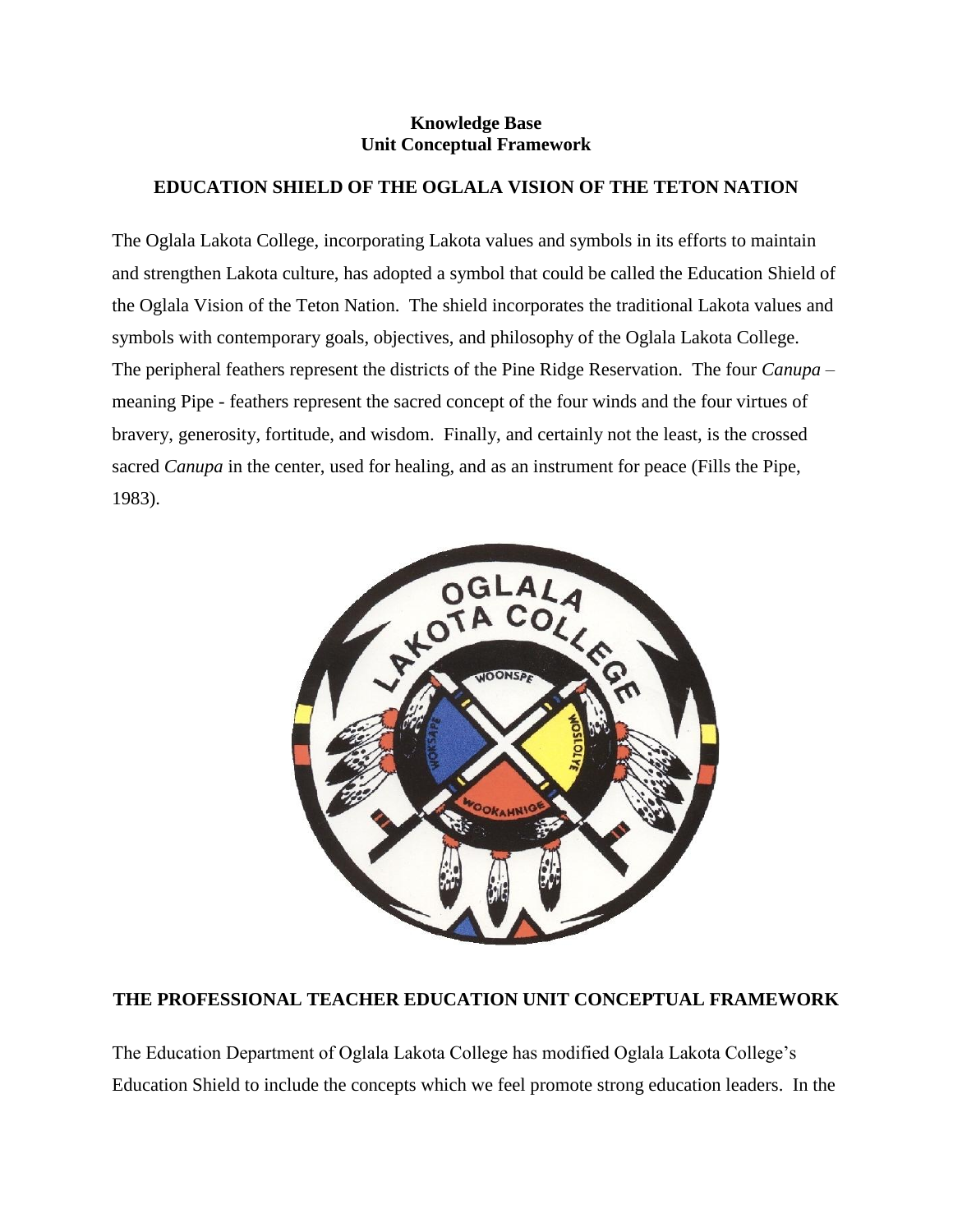**Knowledge Base**
**Unit Conceptual Framework**

## EDUCATION SHIELD OF THE OGLALA VISION OF THE TETON NATION

The Oglala Lakota College, incorporating Lakota values and symbols in its efforts to maintain and strengthen Lakota culture, has adopted a symbol that could be called the Education Shield of the Oglala Vision of the Teton Nation. The shield incorporates the traditional Lakota values and symbols with contemporary goals, objectives, and philosophy of the Oglala Lakota College. The peripheral feathers represent the districts of the Pine Ridge Reservation. The four *Canupa* – meaning Pipe - feathers represent the sacred concept of the four winds and the four virtues of bravery, generosity, fortitude, and wisdom. Finally, and certainly not the least, is the crossed sacred *Canupa* in the center, used for healing, and as an instrument for peace (Fills the Pipe, 1983).

## THE PROFESSIONAL TEACHER EDUCATION UNIT CONCEPTUAL FRAMEWORK

The Education Department of Oglala Lakota College has modified Oglala Lakota College's Education Shield to include the concepts which we feel promote strong education leaders. In the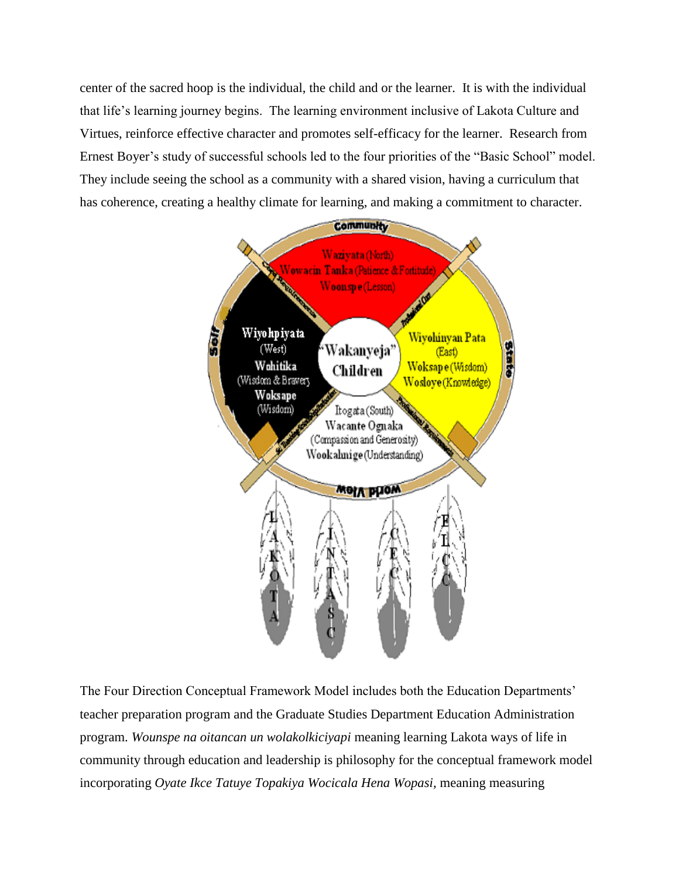center of the sacred hoop is the individual, the child and or the learner. It is with the individual that life's learning journey begins. The learning environment inclusive of Lakota Culture and Virtues, reinforce effective character and promotes self-efficacy for the learner. Research from Ernest Boyer's study of successful schools led to the four priorities of the "Basic School" model. They include seeing the school as a community with a shared vision, having a curriculum that has coherence, creating a healthy climate for learning, and making a commitment to character.

The Four Direction Conceptual Framework Model includes both the Education Departments' teacher preparation program and the Graduate Studies Department Education Administration program. *Wounspe na oitancan un wolakolkiciyapi* meaning learning Lakota ways of life in community through education and leadership is philosophy for the conceptual framework model incorporating *Oyate Ikce Tatuye Topakiya Wocicala Hena Wopasi*, meaning measuring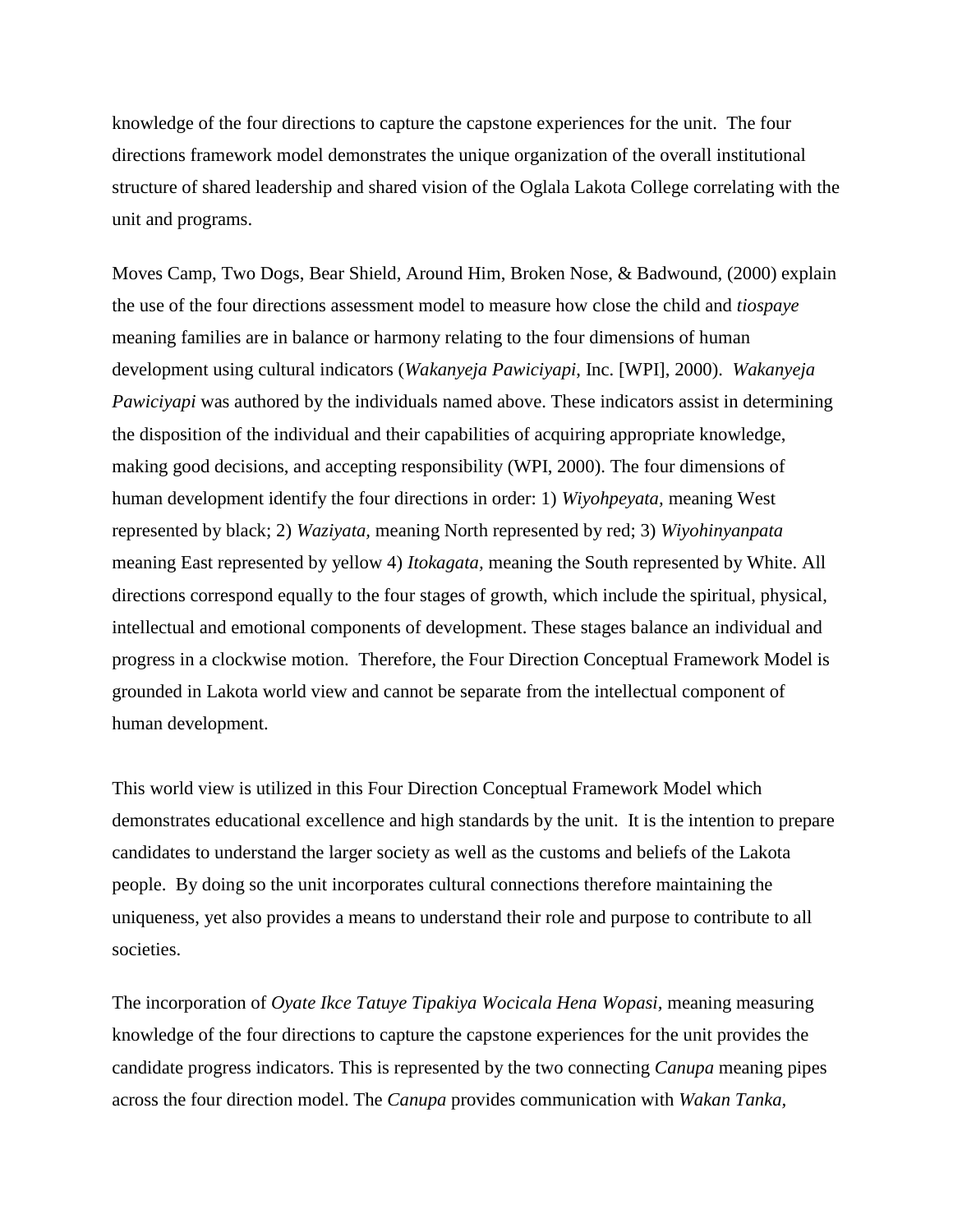knowledge of the four directions to capture the capstone experiences for the unit. The four directions framework model demonstrates the unique organization of the overall institutional structure of shared leadership and shared vision of the Oglala Lakota College correlating with the unit and programs.

Moves Camp, Two Dogs, Bear Shield, Around Him, Broken Nose, & Badwound, (2000) explain the use of the four directions assessment model to measure how close the child and *tiospaye* meaning families are in balance or harmony relating to the four dimensions of human development using cultural indicators (*Wakanyeja Pawiciyapi*, Inc. [WPI], 2000). *Wakanyeja Pawiciyapi* was authored by the individuals named above. These indicators assist in determining the disposition of the individual and their capabilities of acquiring appropriate knowledge, making good decisions, and accepting responsibility (WPI, 2000). The four dimensions of human development identify the four directions in order: 1) *Wiyohpeyata,* meaning West represented by black; 2) *Waziyata,* meaning North represented by red; 3) *Wiyohinyanpata* meaning East represented by yellow 4) *Itokagata,* meaning the South represented by White. All directions correspond equally to the four stages of growth, which include the spiritual, physical, intellectual and emotional components of development. These stages balance an individual and progress in a clockwise motion. Therefore, the Four Direction Conceptual Framework Model is grounded in Lakota world view and cannot be separate from the intellectual component of human development.

This world view is utilized in this Four Direction Conceptual Framework Model which demonstrates educational excellence and high standards by the unit. It is the intention to prepare candidates to understand the larger society as well as the customs and beliefs of the Lakota people. By doing so the unit incorporates cultural connections therefore maintaining the uniqueness, yet also provides a means to understand their role and purpose to contribute to all societies.

The incorporation of *Oyate Ikce Tatuye Tipakiya Wocicala Hena Wopasi,* meaning measuring knowledge of the four directions to capture the capstone experiences for the unit provides the candidate progress indicators. This is represented by the two connecting *Canupa* meaning pipes across the four direction model. The *Canupa* provides communication with *Wakan Tanka,*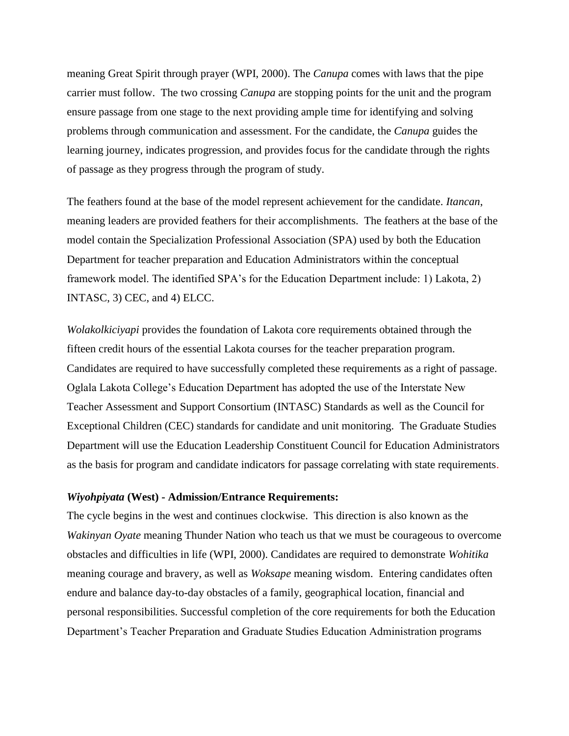meaning Great Spirit through prayer (WPI, 2000). The *Canupa* comes with laws that the pipe carrier must follow. The two crossing *Canupa* are stopping points for the unit and the program ensure passage from one stage to the next providing ample time for identifying and solving problems through communication and assessment. For the candidate, the *Canupa* guides the learning journey, indicates progression, and provides focus for the candidate through the rights of passage as they progress through the program of study.

The feathers found at the base of the model represent achievement for the candidate. *Itancan*, meaning leaders are provided feathers for their accomplishments. The feathers at the base of the model contain the Specialization Professional Association (SPA) used by both the Education Department for teacher preparation and Education Administrators within the conceptual framework model. The identified SPA's for the Education Department include: 1) Lakota, 2) INTASC, 3) CEC, and 4) ELCC.

*Wolakolkiciyapi* provides the foundation of Lakota core requirements obtained through the fifteen credit hours of the essential Lakota courses for the teacher preparation program. Candidates are required to have successfully completed these requirements as a right of passage. Oglala Lakota College's Education Department has adopted the use of the Interstate New Teacher Assessment and Support Consortium (INTASC) Standards as well as the Council for Exceptional Children (CEC) standards for candidate and unit monitoring. The Graduate Studies Department will use the Education Leadership Constituent Council for Education Administrators as the basis for program and candidate indicators for passage correlating with state requirements.

***Wiyohpiyata* (West) - Admission/Entrance Requirements:**

The cycle begins in the west and continues clockwise. This direction is also known as the *Wakinyan Oyate* meaning Thunder Nation who teach us that we must be courageous to overcome obstacles and difficulties in life (WPI, 2000). Candidates are required to demonstrate *Wohitika* meaning courage and bravery, as well as *Woksape* meaning wisdom. Entering candidates often endure and balance day-to-day obstacles of a family, geographical location, financial and personal responsibilities. Successful completion of the core requirements for both the Education Department's Teacher Preparation and Graduate Studies Education Administration programs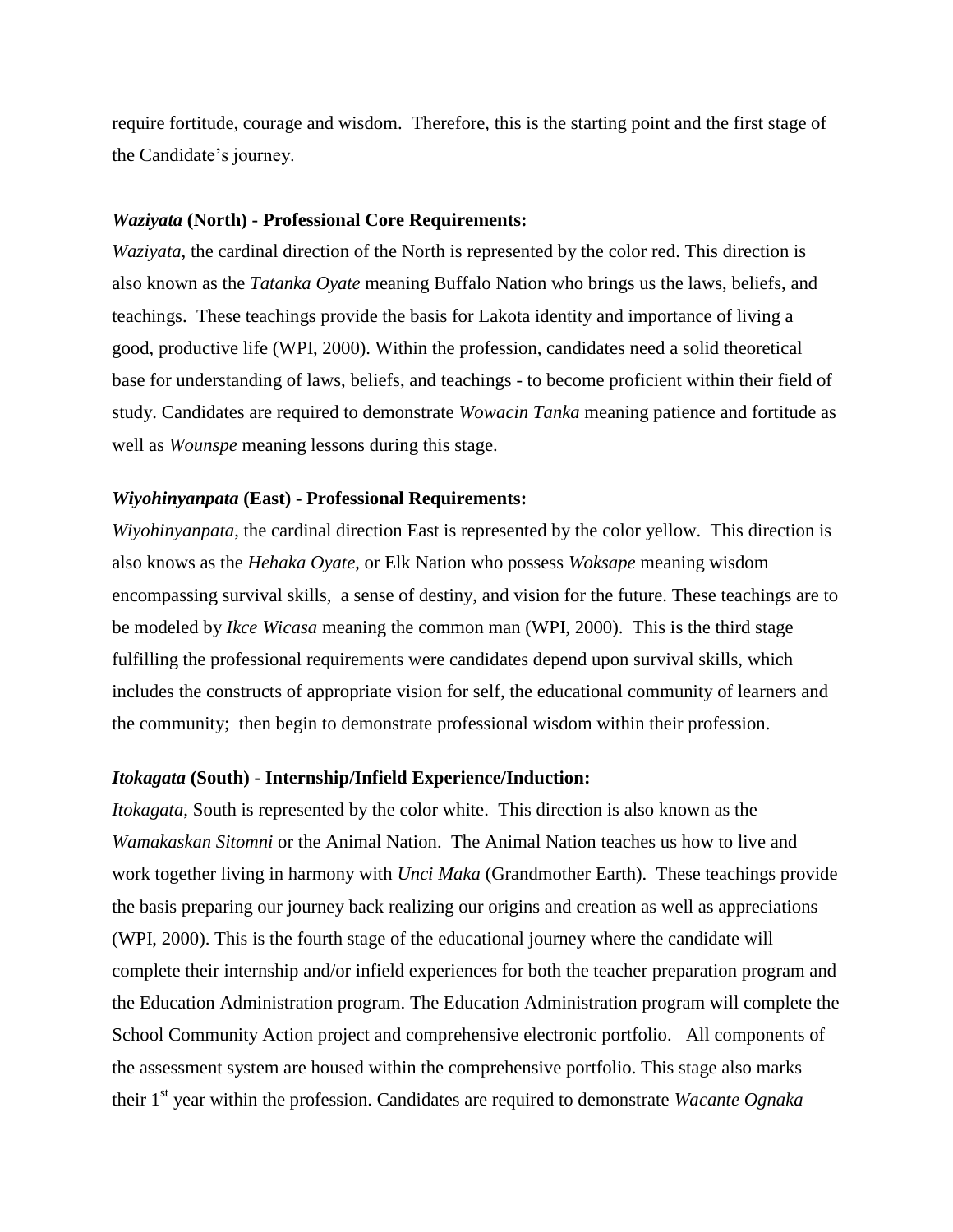require fortitude, courage and wisdom. Therefore, this is the starting point and the first stage of the Candidate's journey.

***Waziyata* (North) - Professional Core Requirements:**

*Waziyata*, the cardinal direction of the North is represented by the color red. This direction is also known as the *Tatanka Oyate* meaning Buffalo Nation who brings us the laws, beliefs, and teachings. These teachings provide the basis for Lakota identity and importance of living a good, productive life (WPI, 2000). Within the profession, candidates need a solid theoretical base for understanding of laws, beliefs, and teachings - to become proficient within their field of study. Candidates are required to demonstrate *Wowacin Tanka* meaning patience and fortitude as well as *Wounspe* meaning lessons during this stage.

***Wiyohinyanpata* (East) - Professional Requirements:**

*Wiyohinyanpata*, the cardinal direction East is represented by the color yellow. This direction is also knows as the *Hehaka Oyate*, or Elk Nation who possess *Woksape* meaning wisdom encompassing survival skills, a sense of destiny, and vision for the future. These teachings are to be modeled by *Ikce Wicasa* meaning the common man (WPI, 2000). This is the third stage fulfilling the professional requirements were candidates depend upon survival skills, which includes the constructs of appropriate vision for self, the educational community of learners and the community; then begin to demonstrate professional wisdom within their profession.

***Itokagata* (South) - Internship/Infield Experience/Induction:**

*Itokagata*, South is represented by the color white. This direction is also known as the *Wamakaskan Sitomni* or the Animal Nation. The Animal Nation teaches us how to live and work together living in harmony with *Unci Maka* (Grandmother Earth). These teachings provide the basis preparing our journey back realizing our origins and creation as well as appreciations (WPI, 2000). This is the fourth stage of the educational journey where the candidate will complete their internship and/or infield experiences for both the teacher preparation program and the Education Administration program. The Education Administration program will complete the School Community Action project and comprehensive electronic portfolio. All components of the assessment system are housed within the comprehensive portfolio. This stage also marks their 1st year within the profession. Candidates are required to demonstrate *Wacante Ognaka*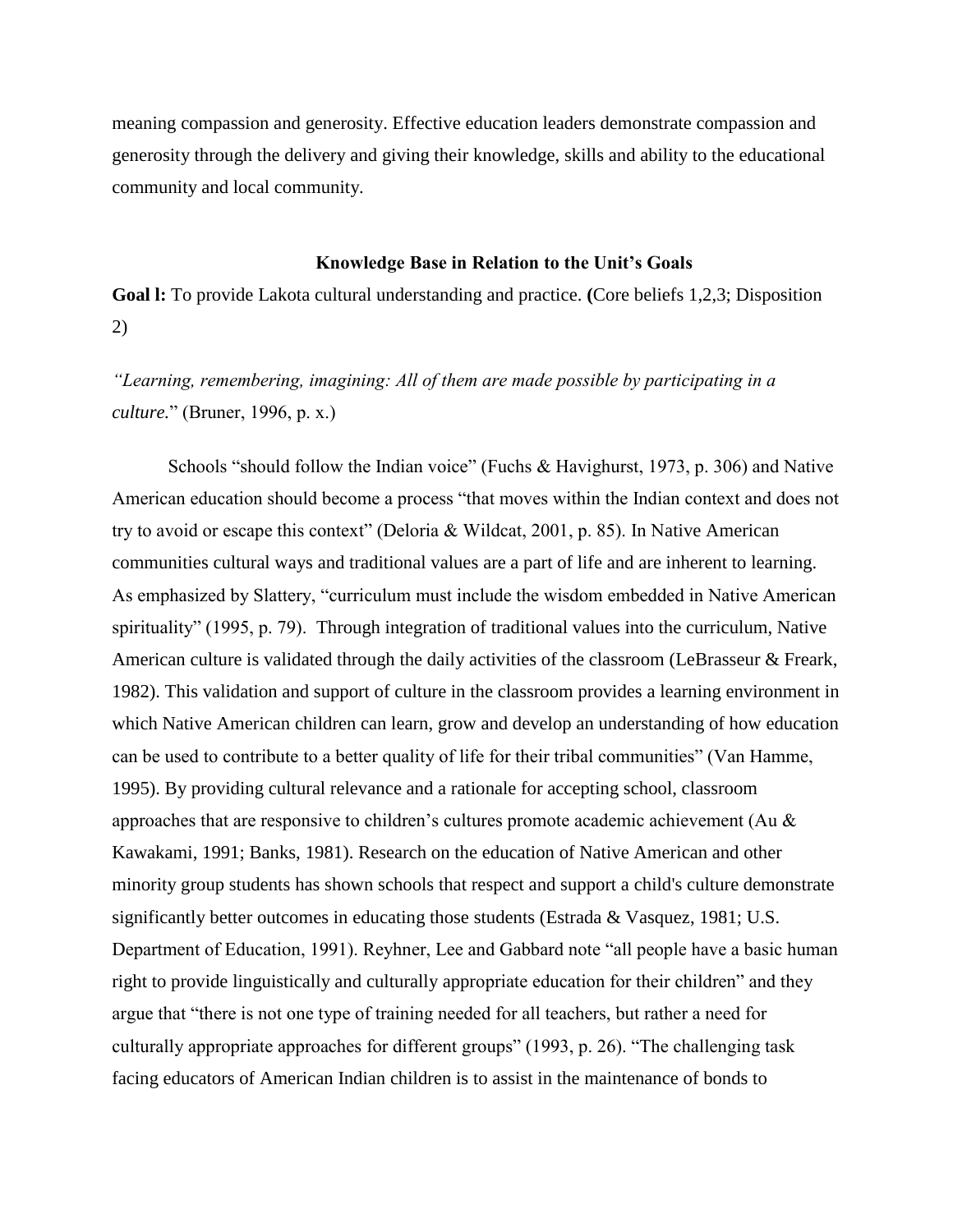meaning compassion and generosity. Effective education leaders demonstrate compassion and generosity through the delivery and giving their knowledge, skills and ability to the educational community and local community.

### Knowledge Base in Relation to the Unit's Goals

**Goal l:** To provide Lakota cultural understanding and practice. **(**Core beliefs 1,2,3; Disposition 2)

*"Learning, remembering, imagining: All of them are made possible by participating in a culture.*" (Bruner, 1996, p. x.)

Schools "should follow the Indian voice" (Fuchs & Havighurst, 1973, p. 306) and Native American education should become a process "that moves within the Indian context and does not try to avoid or escape this context" (Deloria & Wildcat, 2001, p. 85). In Native American communities cultural ways and traditional values are a part of life and are inherent to learning. As emphasized by Slattery, "curriculum must include the wisdom embedded in Native American spirituality" (1995, p. 79). Through integration of traditional values into the curriculum, Native American culture is validated through the daily activities of the classroom (LeBrasseur & Freark, 1982). This validation and support of culture in the classroom provides a learning environment in which Native American children can learn, grow and develop an understanding of how education can be used to contribute to a better quality of life for their tribal communities" (Van Hamme, 1995). By providing cultural relevance and a rationale for accepting school, classroom approaches that are responsive to children's cultures promote academic achievement (Au & Kawakami, 1991; Banks, 1981). Research on the education of Native American and other minority group students has shown schools that respect and support a child's culture demonstrate significantly better outcomes in educating those students (Estrada & Vasquez, 1981; U.S. Department of Education, 1991). Reyhner, Lee and Gabbard note "all people have a basic human right to provide linguistically and culturally appropriate education for their children" and they argue that "there is not one type of training needed for all teachers, but rather a need for culturally appropriate approaches for different groups" (1993, p. 26). "The challenging task facing educators of American Indian children is to assist in the maintenance of bonds to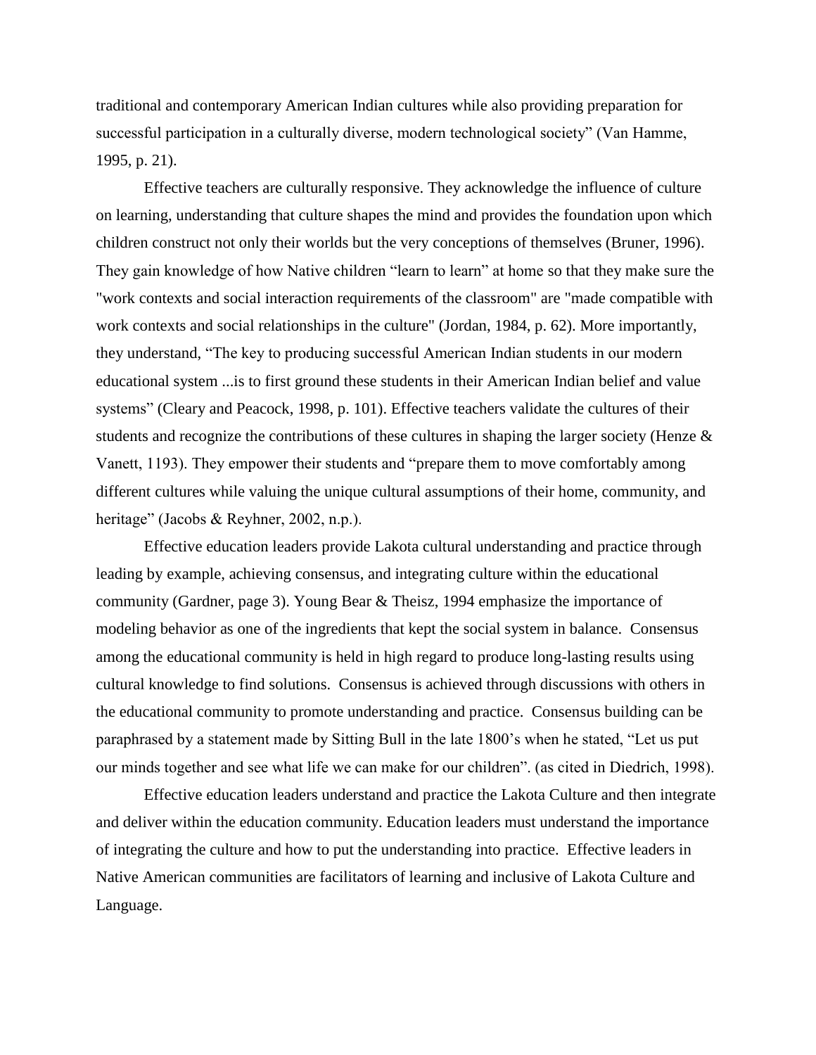traditional and contemporary American Indian cultures while also providing preparation for successful participation in a culturally diverse, modern technological society" (Van Hamme, 1995, p. 21).

Effective teachers are culturally responsive. They acknowledge the influence of culture on learning, understanding that culture shapes the mind and provides the foundation upon which children construct not only their worlds but the very conceptions of themselves (Bruner, 1996). They gain knowledge of how Native children "learn to learn" at home so that they make sure the "work contexts and social interaction requirements of the classroom" are "made compatible with work contexts and social relationships in the culture" (Jordan, 1984, p. 62). More importantly, they understand, "The key to producing successful American Indian students in our modern educational system ...is to first ground these students in their American Indian belief and value systems" (Cleary and Peacock, 1998, p. 101). Effective teachers validate the cultures of their students and recognize the contributions of these cultures in shaping the larger society (Henze & Vanett, 1193). They empower their students and "prepare them to move comfortably among different cultures while valuing the unique cultural assumptions of their home, community, and heritage" (Jacobs & Reyhner, 2002, n.p.).

Effective education leaders provide Lakota cultural understanding and practice through leading by example, achieving consensus, and integrating culture within the educational community (Gardner, page 3). Young Bear & Theisz, 1994 emphasize the importance of modeling behavior as one of the ingredients that kept the social system in balance. Consensus among the educational community is held in high regard to produce long-lasting results using cultural knowledge to find solutions. Consensus is achieved through discussions with others in the educational community to promote understanding and practice. Consensus building can be paraphrased by a statement made by Sitting Bull in the late 1800's when he stated, "Let us put our minds together and see what life we can make for our children". (as cited in Diedrich, 1998).

Effective education leaders understand and practice the Lakota Culture and then integrate and deliver within the education community. Education leaders must understand the importance of integrating the culture and how to put the understanding into practice. Effective leaders in Native American communities are facilitators of learning and inclusive of Lakota Culture and Language.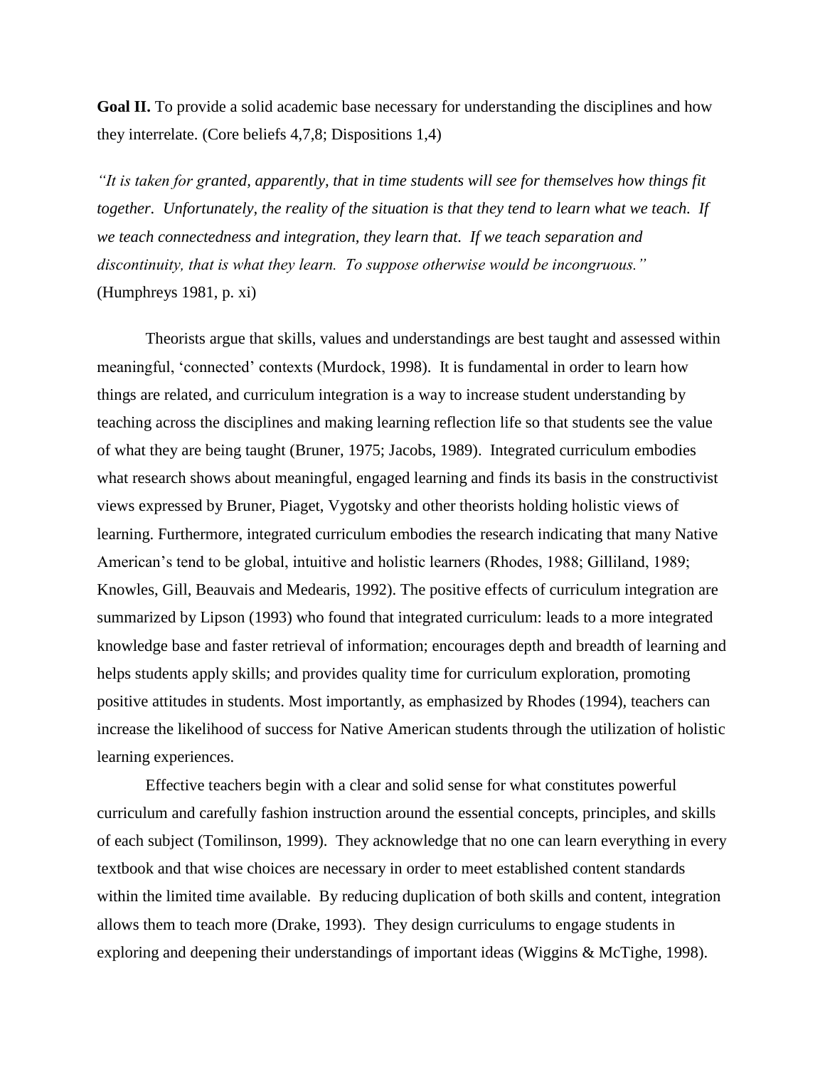**Goal II.** To provide a solid academic base necessary for understanding the disciplines and how they interrelate. (Core beliefs 4,7,8; Dispositions 1,4)

*"It is taken for granted, apparently, that in time students will see for themselves how things fit together. Unfortunately, the reality of the situation is that they tend to learn what we teach. If we teach connectedness and integration, they learn that. If we teach separation and discontinuity, that is what they learn. To suppose otherwise would be incongruous."* (Humphreys 1981, p. xi)

Theorists argue that skills, values and understandings are best taught and assessed within meaningful, 'connected' contexts (Murdock, 1998). It is fundamental in order to learn how things are related, and curriculum integration is a way to increase student understanding by teaching across the disciplines and making learning reflection life so that students see the value of what they are being taught (Bruner, 1975; Jacobs, 1989). Integrated curriculum embodies what research shows about meaningful, engaged learning and finds its basis in the constructivist views expressed by Bruner, Piaget, Vygotsky and other theorists holding holistic views of learning. Furthermore, integrated curriculum embodies the research indicating that many Native American's tend to be global, intuitive and holistic learners (Rhodes, 1988; Gilliland, 1989; Knowles, Gill, Beauvais and Medearis, 1992). The positive effects of curriculum integration are summarized by Lipson (1993) who found that integrated curriculum: leads to a more integrated knowledge base and faster retrieval of information; encourages depth and breadth of learning and helps students apply skills; and provides quality time for curriculum exploration, promoting positive attitudes in students. Most importantly, as emphasized by Rhodes (1994), teachers can increase the likelihood of success for Native American students through the utilization of holistic learning experiences.

Effective teachers begin with a clear and solid sense for what constitutes powerful curriculum and carefully fashion instruction around the essential concepts, principles, and skills of each subject (Tomilinson, 1999). They acknowledge that no one can learn everything in every textbook and that wise choices are necessary in order to meet established content standards within the limited time available. By reducing duplication of both skills and content, integration allows them to teach more (Drake, 1993). They design curriculums to engage students in exploring and deepening their understandings of important ideas (Wiggins & McTighe, 1998).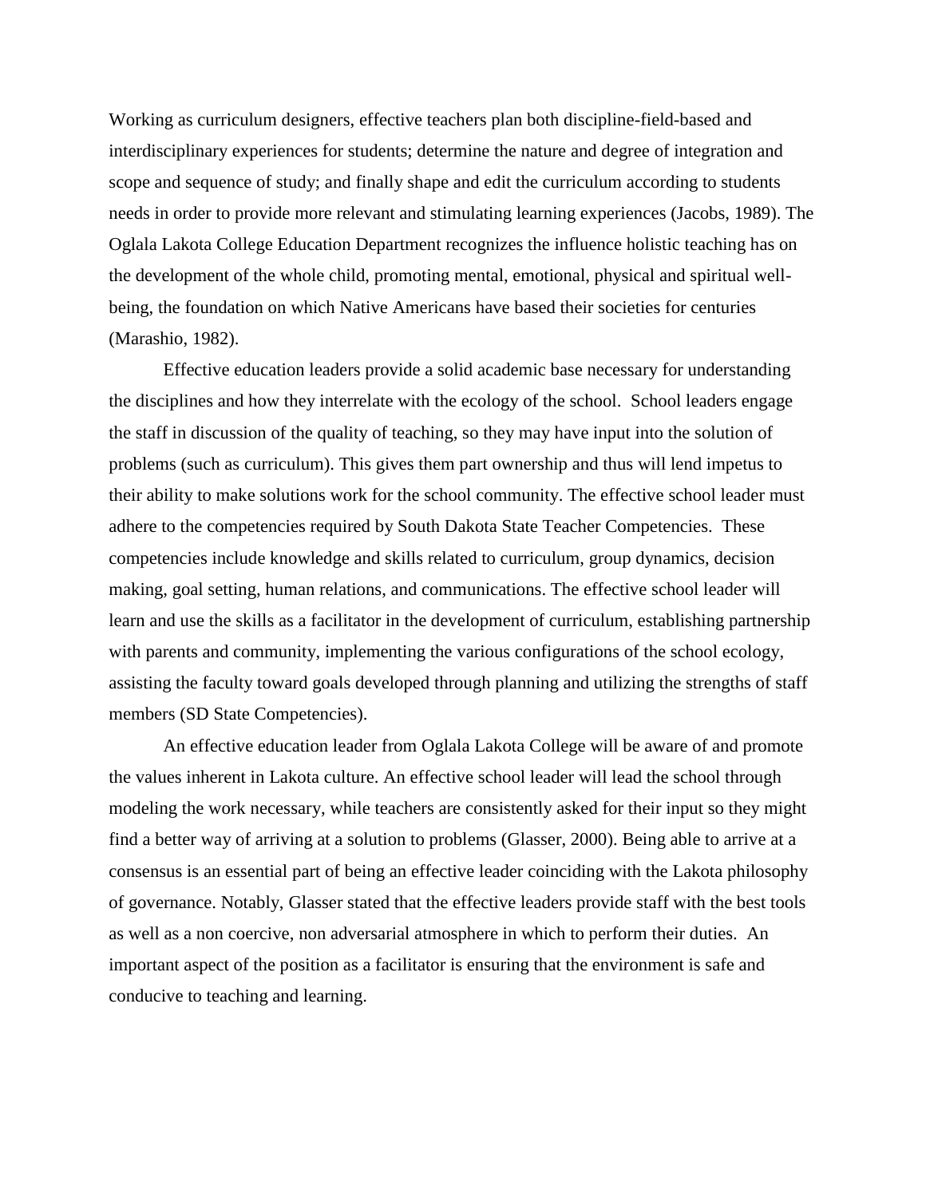Working as curriculum designers, effective teachers plan both discipline-field-based and interdisciplinary experiences for students; determine the nature and degree of integration and scope and sequence of study; and finally shape and edit the curriculum according to students needs in order to provide more relevant and stimulating learning experiences (Jacobs, 1989). The Oglala Lakota College Education Department recognizes the influence holistic teaching has on the development of the whole child, promoting mental, emotional, physical and spiritual well-being, the foundation on which Native Americans have based their societies for centuries (Marashio, 1982).

Effective education leaders provide a solid academic base necessary for understanding the disciplines and how they interrelate with the ecology of the school. School leaders engage the staff in discussion of the quality of teaching, so they may have input into the solution of problems (such as curriculum). This gives them part ownership and thus will lend impetus to their ability to make solutions work for the school community. The effective school leader must adhere to the competencies required by South Dakota State Teacher Competencies. These competencies include knowledge and skills related to curriculum, group dynamics, decision making, goal setting, human relations, and communications. The effective school leader will learn and use the skills as a facilitator in the development of curriculum, establishing partnership with parents and community, implementing the various configurations of the school ecology, assisting the faculty toward goals developed through planning and utilizing the strengths of staff members (SD State Competencies).

An effective education leader from Oglala Lakota College will be aware of and promote the values inherent in Lakota culture. An effective school leader will lead the school through modeling the work necessary, while teachers are consistently asked for their input so they might find a better way of arriving at a solution to problems (Glasser, 2000). Being able to arrive at a consensus is an essential part of being an effective leader coinciding with the Lakota philosophy of governance. Notably, Glasser stated that the effective leaders provide staff with the best tools as well as a non coercive, non adversarial atmosphere in which to perform their duties. An important aspect of the position as a facilitator is ensuring that the environment is safe and conducive to teaching and learning.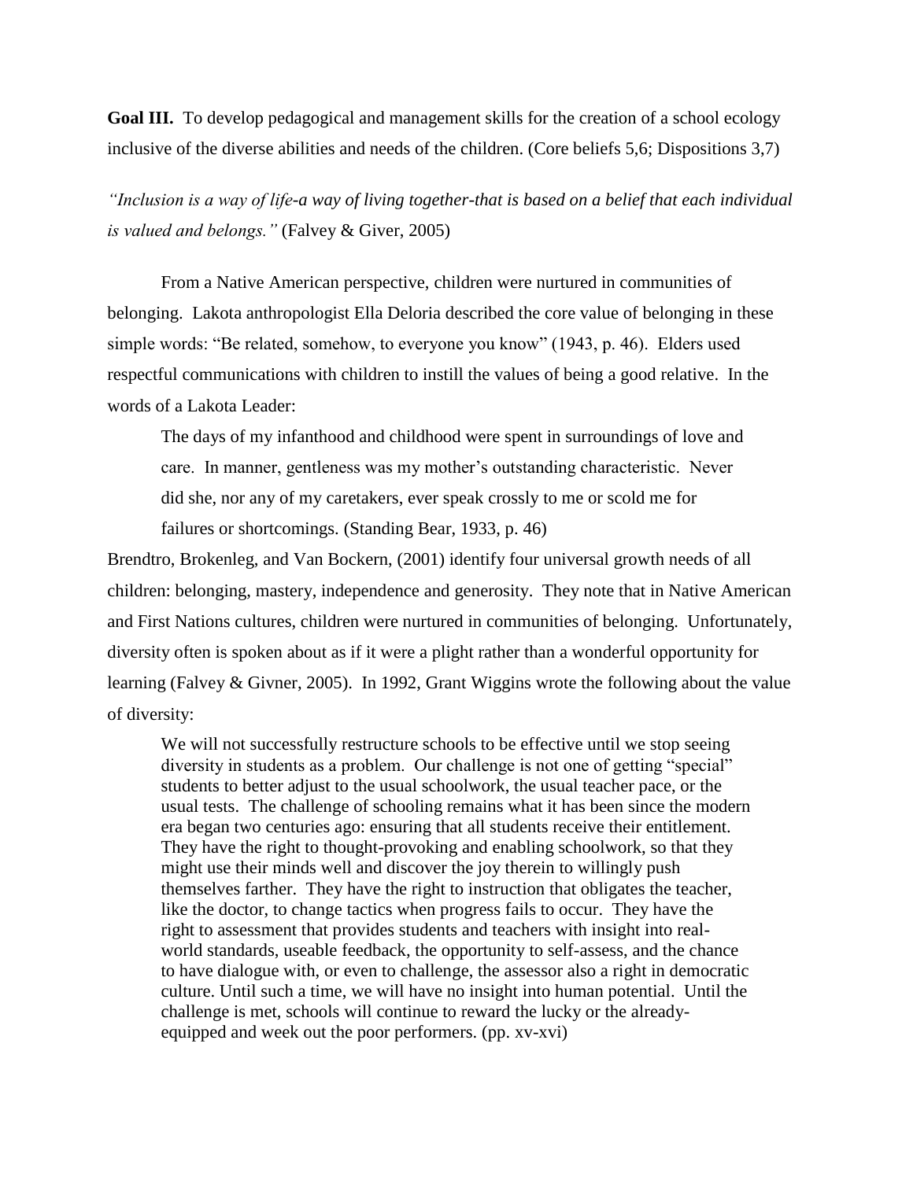**Goal III.** To develop pedagogical and management skills for the creation of a school ecology inclusive of the diverse abilities and needs of the children. (Core beliefs 5,6; Dispositions 3,7)

*"Inclusion is a way of life-a way of living together-that is based on a belief that each individual is valued and belongs."* (Falvey & Giver, 2005)

From a Native American perspective, children were nurtured in communities of belonging. Lakota anthropologist Ella Deloria described the core value of belonging in these simple words: "Be related, somehow, to everyone you know" (1943, p. 46). Elders used respectful communications with children to instill the values of being a good relative. In the words of a Lakota Leader:

> The days of my infanthood and childhood were spent in surroundings of love and care. In manner, gentleness was my mother's outstanding characteristic. Never did she, nor any of my caretakers, ever speak crossly to me or scold me for failures or shortcomings. (Standing Bear, 1933, p. 46)

Brendtro, Brokenleg, and Van Bockern, (2001) identify four universal growth needs of all children: belonging, mastery, independence and generosity. They note that in Native American and First Nations cultures, children were nurtured in communities of belonging. Unfortunately, diversity often is spoken about as if it were a plight rather than a wonderful opportunity for learning (Falvey & Givner, 2005). In 1992, Grant Wiggins wrote the following about the value of diversity:

> We will not successfully restructure schools to be effective until we stop seeing diversity in students as a problem. Our challenge is not one of getting "special" students to better adjust to the usual schoolwork, the usual teacher pace, or the usual tests. The challenge of schooling remains what it has been since the modern era began two centuries ago: ensuring that all students receive their entitlement. They have the right to thought-provoking and enabling schoolwork, so that they might use their minds well and discover the joy therein to willingly push themselves farther. They have the right to instruction that obligates the teacher, like the doctor, to change tactics when progress fails to occur. They have the right to assessment that provides students and teachers with insight into real-world standards, useable feedback, the opportunity to self-assess, and the chance to have dialogue with, or even to challenge, the assessor also a right in democratic culture. Until such a time, we will have no insight into human potential. Until the challenge is met, schools will continue to reward the lucky or the already-equipped and week out the poor performers. (pp. xv-xvi)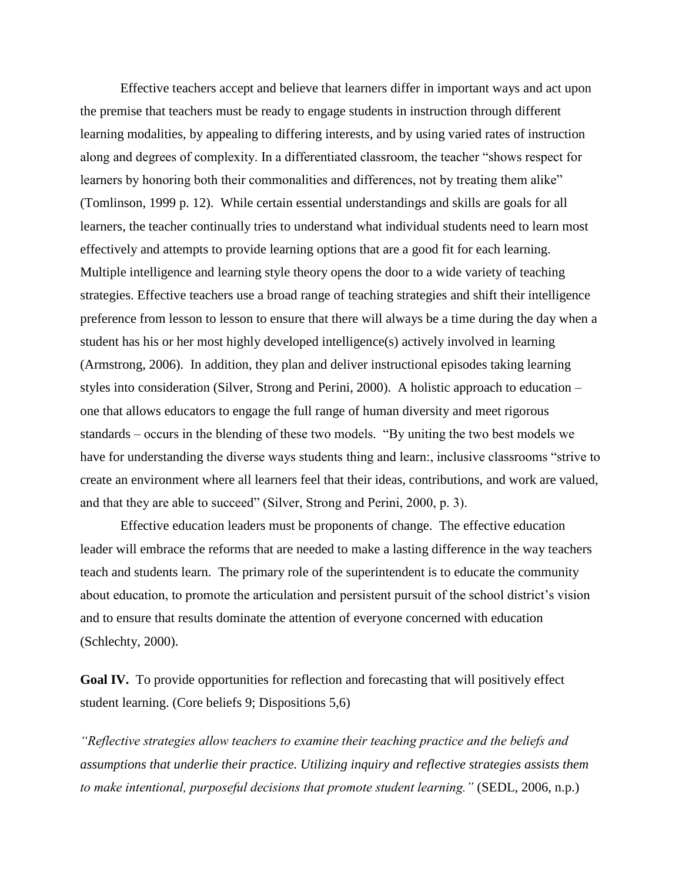Effective teachers accept and believe that learners differ in important ways and act upon the premise that teachers must be ready to engage students in instruction through different learning modalities, by appealing to differing interests, and by using varied rates of instruction along and degrees of complexity. In a differentiated classroom, the teacher "shows respect for learners by honoring both their commonalities and differences, not by treating them alike" (Tomlinson, 1999 p. 12). While certain essential understandings and skills are goals for all learners, the teacher continually tries to understand what individual students need to learn most effectively and attempts to provide learning options that are a good fit for each learning. Multiple intelligence and learning style theory opens the door to a wide variety of teaching strategies. Effective teachers use a broad range of teaching strategies and shift their intelligence preference from lesson to lesson to ensure that there will always be a time during the day when a student has his or her most highly developed intelligence(s) actively involved in learning (Armstrong, 2006). In addition, they plan and deliver instructional episodes taking learning styles into consideration (Silver, Strong and Perini, 2000). A holistic approach to education – one that allows educators to engage the full range of human diversity and meet rigorous standards – occurs in the blending of these two models. "By uniting the two best models we have for understanding the diverse ways students thing and learn:, inclusive classrooms "strive to create an environment where all learners feel that their ideas, contributions, and work are valued, and that they are able to succeed" (Silver, Strong and Perini, 2000, p. 3).

Effective education leaders must be proponents of change. The effective education leader will embrace the reforms that are needed to make a lasting difference in the way teachers teach and students learn. The primary role of the superintendent is to educate the community about education, to promote the articulation and persistent pursuit of the school district's vision and to ensure that results dominate the attention of everyone concerned with education (Schlechty, 2000).

**Goal IV.** To provide opportunities for reflection and forecasting that will positively effect student learning. (Core beliefs 9; Dispositions 5,6)

*"Reflective strategies allow teachers to examine their teaching practice and the beliefs and assumptions that underlie their practice. Utilizing inquiry and reflective strategies assists them to make intentional, purposeful decisions that promote student learning."* (SEDL, 2006, n.p.)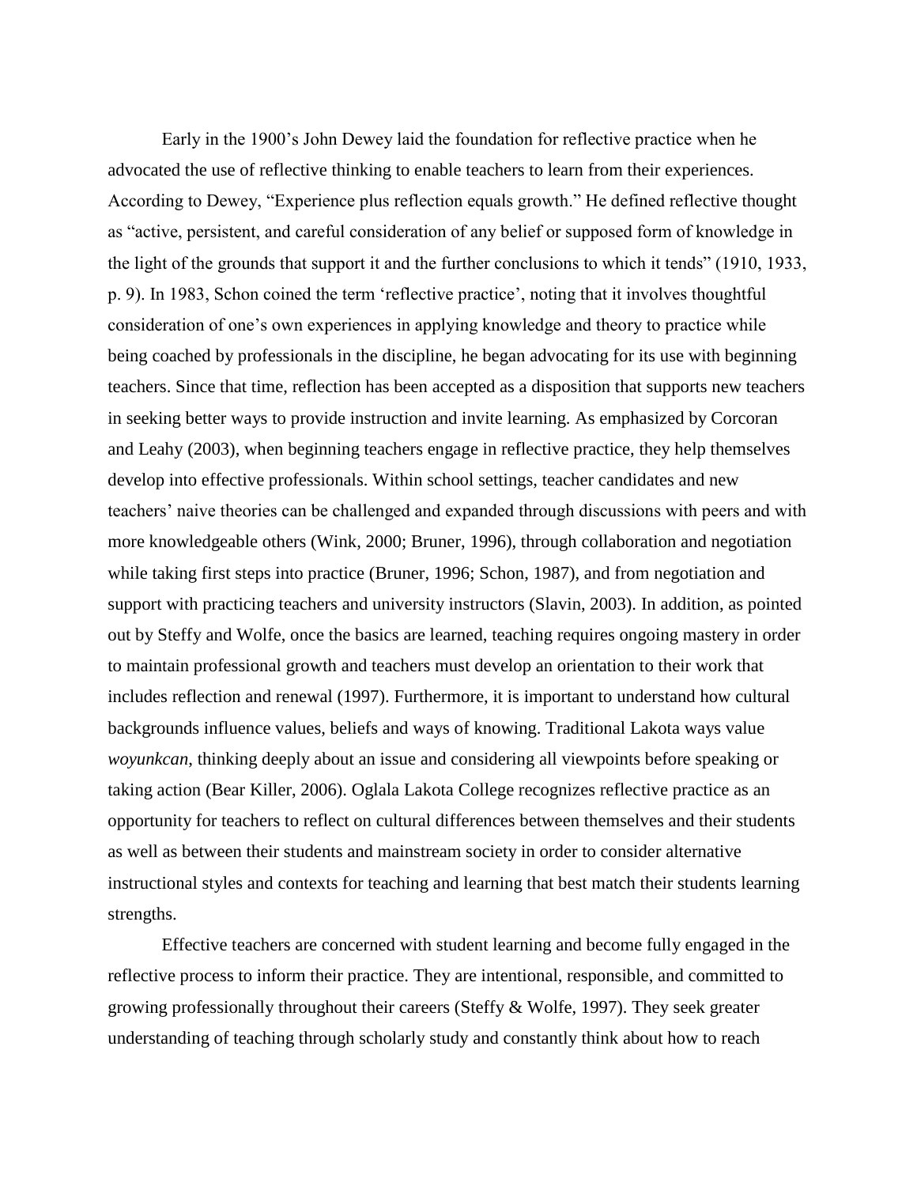Early in the 1900's John Dewey laid the foundation for reflective practice when he advocated the use of reflective thinking to enable teachers to learn from their experiences. According to Dewey, "Experience plus reflection equals growth." He defined reflective thought as "active, persistent, and careful consideration of any belief or supposed form of knowledge in the light of the grounds that support it and the further conclusions to which it tends" (1910, 1933, p. 9). In 1983, Schon coined the term 'reflective practice', noting that it involves thoughtful consideration of one's own experiences in applying knowledge and theory to practice while being coached by professionals in the discipline, he began advocating for its use with beginning teachers. Since that time, reflection has been accepted as a disposition that supports new teachers in seeking better ways to provide instruction and invite learning. As emphasized by Corcoran and Leahy (2003), when beginning teachers engage in reflective practice, they help themselves develop into effective professionals. Within school settings, teacher candidates and new teachers' naive theories can be challenged and expanded through discussions with peers and with more knowledgeable others (Wink, 2000; Bruner, 1996), through collaboration and negotiation while taking first steps into practice (Bruner, 1996; Schon, 1987), and from negotiation and support with practicing teachers and university instructors (Slavin, 2003). In addition, as pointed out by Steffy and Wolfe, once the basics are learned, teaching requires ongoing mastery in order to maintain professional growth and teachers must develop an orientation to their work that includes reflection and renewal (1997). Furthermore, it is important to understand how cultural backgrounds influence values, beliefs and ways of knowing. Traditional Lakota ways value *woyunkcan*, thinking deeply about an issue and considering all viewpoints before speaking or taking action (Bear Killer, 2006). Oglala Lakota College recognizes reflective practice as an opportunity for teachers to reflect on cultural differences between themselves and their students as well as between their students and mainstream society in order to consider alternative instructional styles and contexts for teaching and learning that best match their students learning strengths.

Effective teachers are concerned with student learning and become fully engaged in the reflective process to inform their practice. They are intentional, responsible, and committed to growing professionally throughout their careers (Steffy & Wolfe, 1997). They seek greater understanding of teaching through scholarly study and constantly think about how to reach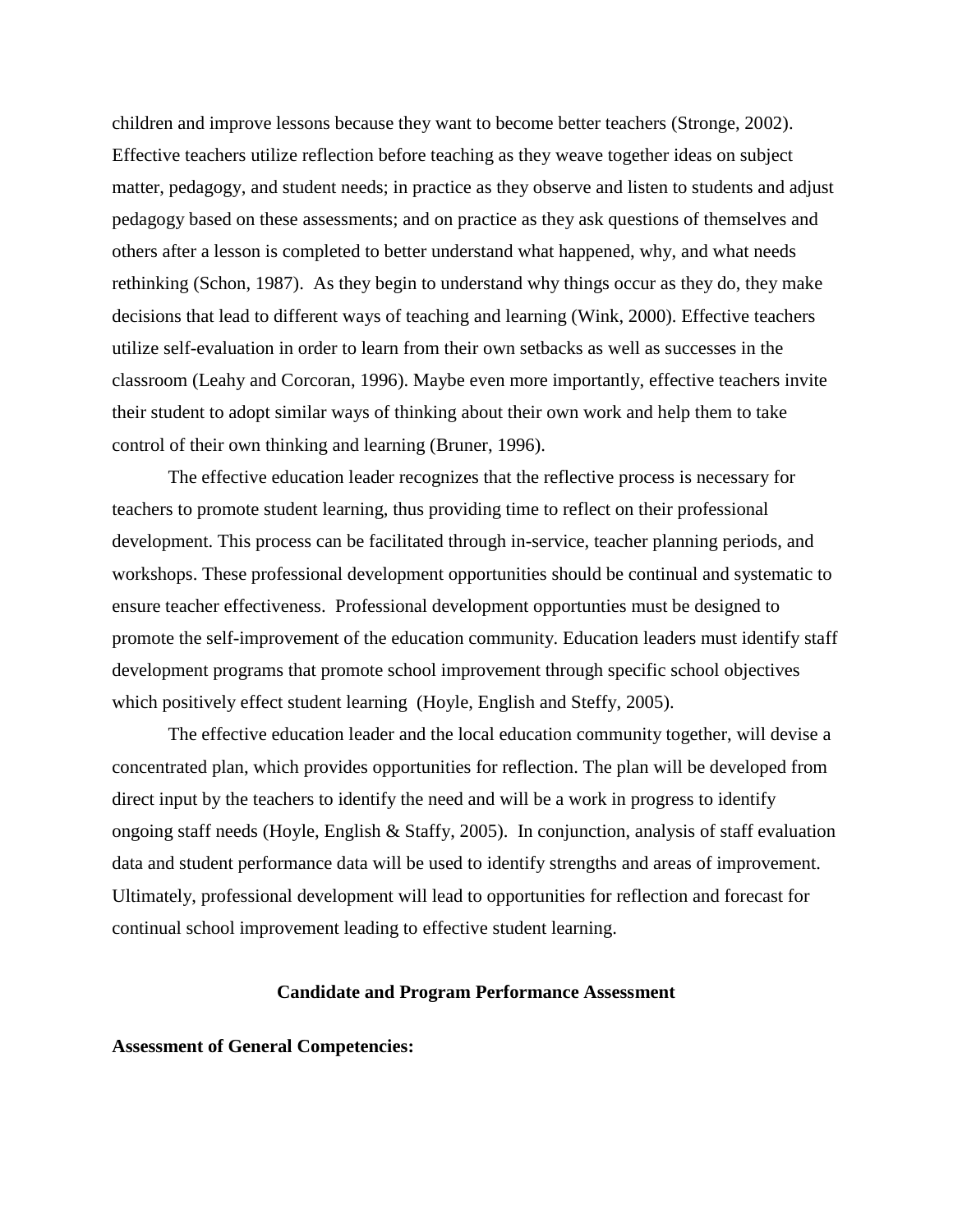children and improve lessons because they want to become better teachers (Stronge, 2002). Effective teachers utilize reflection before teaching as they weave together ideas on subject matter, pedagogy, and student needs; in practice as they observe and listen to students and adjust pedagogy based on these assessments; and on practice as they ask questions of themselves and others after a lesson is completed to better understand what happened, why, and what needs rethinking (Schon, 1987). As they begin to understand why things occur as they do, they make decisions that lead to different ways of teaching and learning (Wink, 2000). Effective teachers utilize self-evaluation in order to learn from their own setbacks as well as successes in the classroom (Leahy and Corcoran, 1996). Maybe even more importantly, effective teachers invite their student to adopt similar ways of thinking about their own work and help them to take control of their own thinking and learning (Bruner, 1996).

The effective education leader recognizes that the reflective process is necessary for teachers to promote student learning, thus providing time to reflect on their professional development. This process can be facilitated through in-service, teacher planning periods, and workshops. These professional development opportunities should be continual and systematic to ensure teacher effectiveness. Professional development opportunties must be designed to promote the self-improvement of the education community. Education leaders must identify staff development programs that promote school improvement through specific school objectives which positively effect student learning (Hoyle, English and Steffy, 2005).

The effective education leader and the local education community together, will devise a concentrated plan, which provides opportunities for reflection. The plan will be developed from direct input by the teachers to identify the need and will be a work in progress to identify ongoing staff needs (Hoyle, English & Staffy, 2005). In conjunction, analysis of staff evaluation data and student performance data will be used to identify strengths and areas of improvement. Ultimately, professional development will lead to opportunities for reflection and forecast for continual school improvement leading to effective student learning.

## Candidate and Program Performance Assessment

**Assessment of General Competencies:**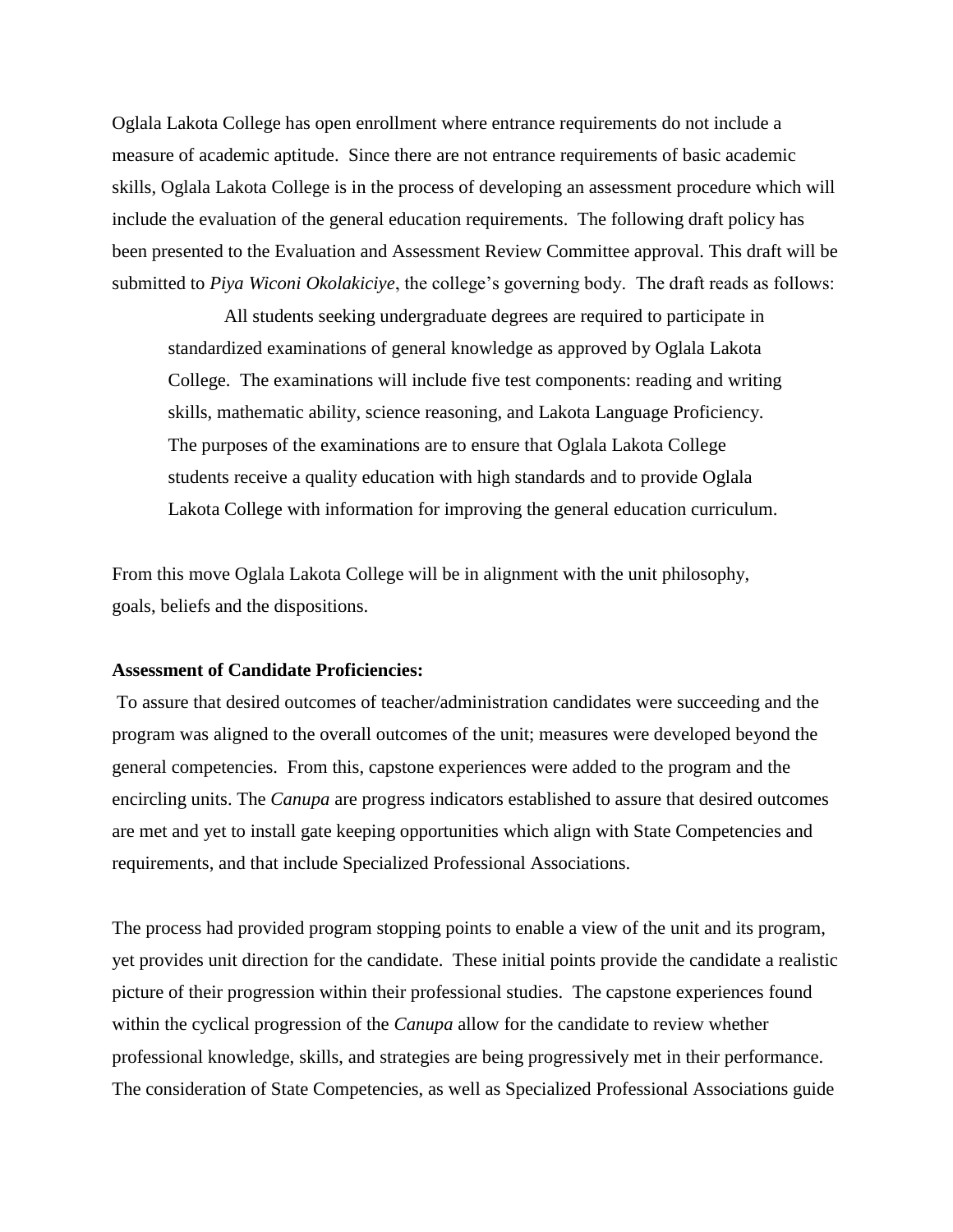Oglala Lakota College has open enrollment where entrance requirements do not include a measure of academic aptitude. Since there are not entrance requirements of basic academic skills, Oglala Lakota College is in the process of developing an assessment procedure which will include the evaluation of the general education requirements. The following draft policy has been presented to the Evaluation and Assessment Review Committee approval. This draft will be submitted to *Piya Wiconi Okolakiciye*, the college's governing body. The draft reads as follows:

> All students seeking undergraduate degrees are required to participate in standardized examinations of general knowledge as approved by Oglala Lakota College. The examinations will include five test components: reading and writing skills, mathematic ability, science reasoning, and Lakota Language Proficiency. The purposes of the examinations are to ensure that Oglala Lakota College students receive a quality education with high standards and to provide Oglala Lakota College with information for improving the general education curriculum.

From this move Oglala Lakota College will be in alignment with the unit philosophy, goals, beliefs and the dispositions.

**Assessment of Candidate Proficiencies:**

To assure that desired outcomes of teacher/administration candidates were succeeding and the program was aligned to the overall outcomes of the unit; measures were developed beyond the general competencies. From this, capstone experiences were added to the program and the encircling units. The *Canupa* are progress indicators established to assure that desired outcomes are met and yet to install gate keeping opportunities which align with State Competencies and requirements, and that include Specialized Professional Associations.

The process had provided program stopping points to enable a view of the unit and its program, yet provides unit direction for the candidate. These initial points provide the candidate a realistic picture of their progression within their professional studies. The capstone experiences found within the cyclical progression of the *Canupa* allow for the candidate to review whether professional knowledge, skills, and strategies are being progressively met in their performance. The consideration of State Competencies, as well as Specialized Professional Associations guide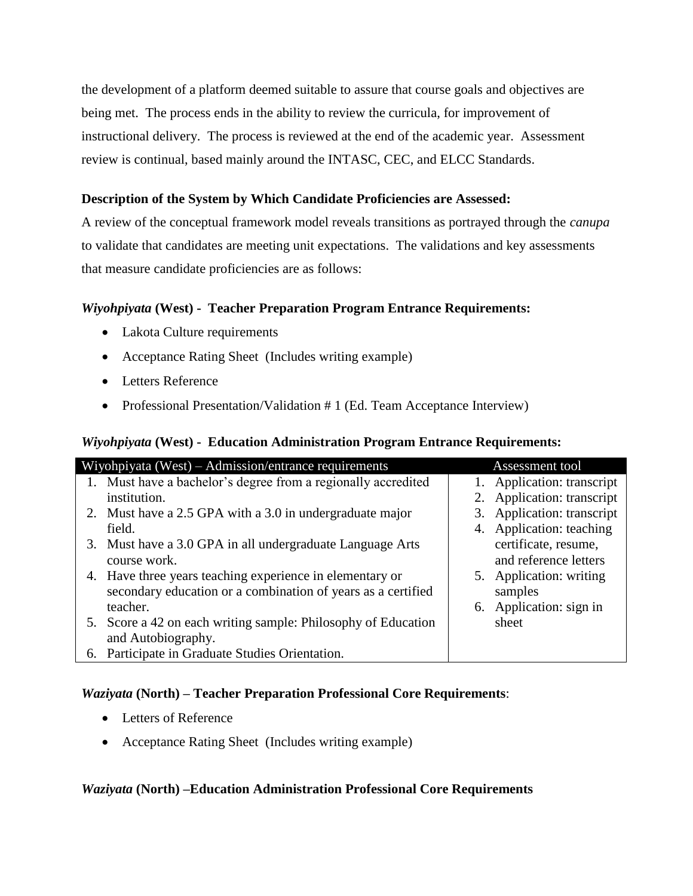the development of a platform deemed suitable to assure that course goals and objectives are being met. The process ends in the ability to review the curricula, for improvement of instructional delivery. The process is reviewed at the end of the academic year. Assessment review is continual, based mainly around the INTASC, CEC, and ELCC Standards.

**Description of the System by Which Candidate Proficiencies are Assessed:**

A review of the conceptual framework model reveals transitions as portrayed through the *canupa* to validate that candidates are meeting unit expectations. The validations and key assessments that measure candidate proficiencies are as follows:

***Wiyohpiyata* (West) - Teacher Preparation Program Entrance Requirements:**

- Lakota Culture requirements
- Acceptance Rating Sheet (Includes writing example)
- Letters Reference
- Professional Presentation/Validation # 1 (Ed. Team Acceptance Interview)

***Wiyohpiyata* (West) - Education Administration Program Entrance Requirements:**

| Wiyohpiyata (West) – Admission/entrance requirements | Assessment tool |
|---|---|
| 1. Must have a bachelor's degree from a regionally accredited institution.<br>2. Must have a 2.5 GPA with a 3.0 in undergraduate major field.<br>3. Must have a 3.0 GPA in all undergraduate Language Arts course work.<br>4. Have three years teaching experience in elementary or secondary education or a combination of years as a certified teacher.<br>5. Score a 42 on each writing sample: Philosophy of Education and Autobiography.<br>6. Participate in Graduate Studies Orientation. | 1. Application: transcript<br>2. Application: transcript<br>3. Application: transcript<br>4. Application: teaching certificate, resume, and reference letters<br>5. Application: writing samples<br>6. Application: sign in sheet |

***Waziyata* (North) – Teacher Preparation Professional Core Requirements**:

- Letters of Reference
- Acceptance Rating Sheet (Includes writing example)

***Waziyata* (North) –Education Administration Professional Core Requirements**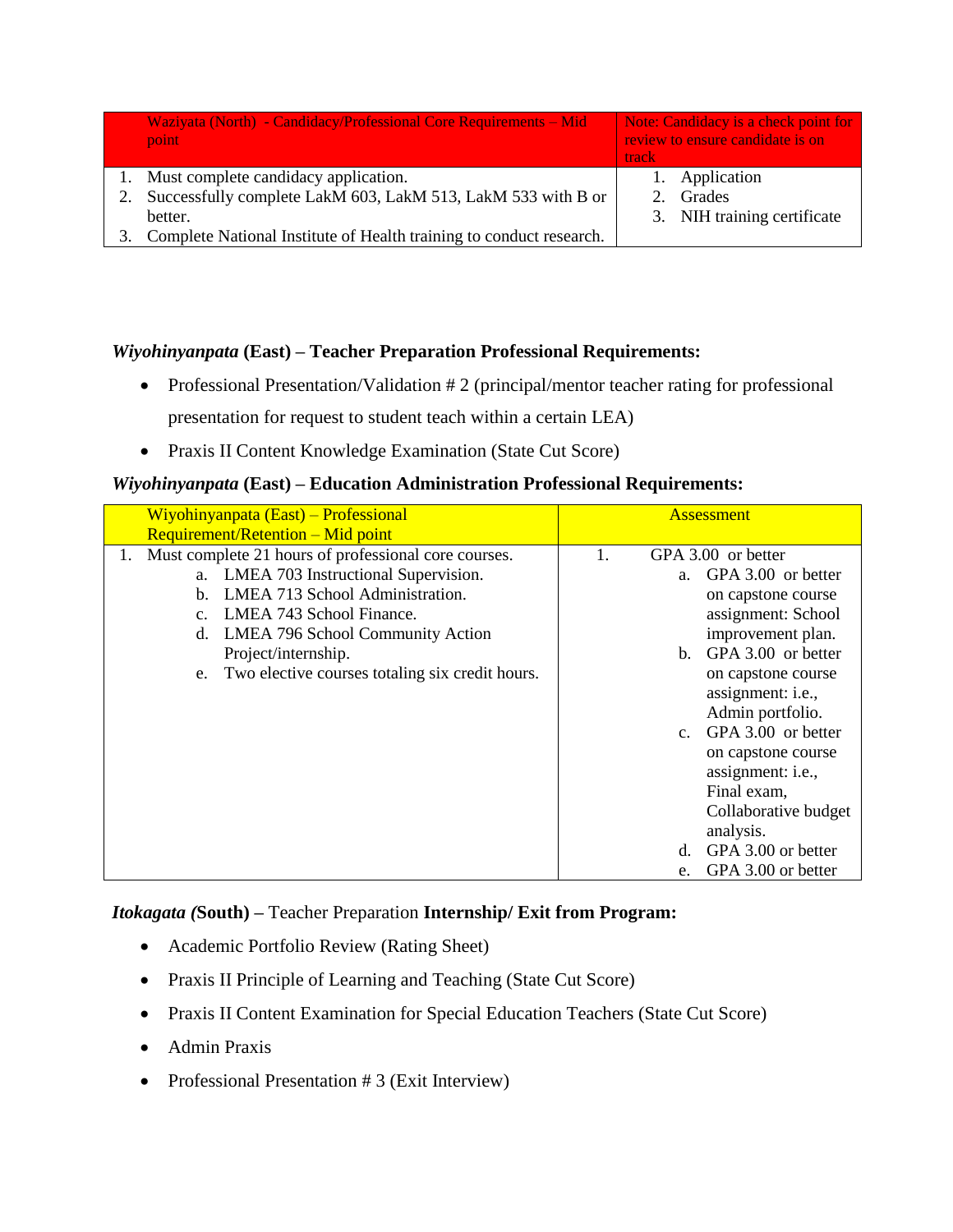| Waziyata (North) - Candidacy/Professional Core Requirements – Mid point | Note: Candidacy is a check point for review to ensure candidate is on track |
|---|---|
| 1. Must complete candidacy application.<br>2. Successfully complete LakM 603, LakM 513, LakM 533 with B or better.<br>3. Complete National Institute of Health training to conduct research. | 1. Application<br>2. Grades<br>3. NIH training certificate |

### *Wiyohinyanpata* (East) – Teacher Preparation Professional Requirements:

- Professional Presentation/Validation # 2 (principal/mentor teacher rating for professional presentation for request to student teach within a certain LEA)
- Praxis II Content Knowledge Examination (State Cut Score)

### *Wiyohinyanpata* (East) – Education Administration Professional Requirements:

| Wiyohinyanpata (East) – Professional Requirement/Retention – Mid point | Assessment |
|---|---|
| 1. Must complete 21 hours of professional core courses.<br>a. LMEA 703 Instructional Supervision.<br>b. LMEA 713 School Administration.<br>c. LMEA 743 School Finance.<br>d. LMEA 796 School Community Action Project/internship.<br>e. Two elective courses totaling six credit hours. | 1. GPA 3.00 or better<br>a. GPA 3.00 or better on capstone course assignment: School improvement plan.<br>b. GPA 3.00 or better on capstone course assignment: i.e., Admin portfolio.<br>c. GPA 3.00 or better on capstone course assignment: i.e., Final exam, Collaborative budget analysis.<br>d. GPA 3.00 or better<br>e. GPA 3.00 or better |

### *Itokagata (*South) – Teacher Preparation **Internship/ Exit from Program:**

- Academic Portfolio Review (Rating Sheet)
- Praxis II Principle of Learning and Teaching (State Cut Score)
- Praxis II Content Examination for Special Education Teachers (State Cut Score)
- Admin Praxis
- Professional Presentation # 3 (Exit Interview)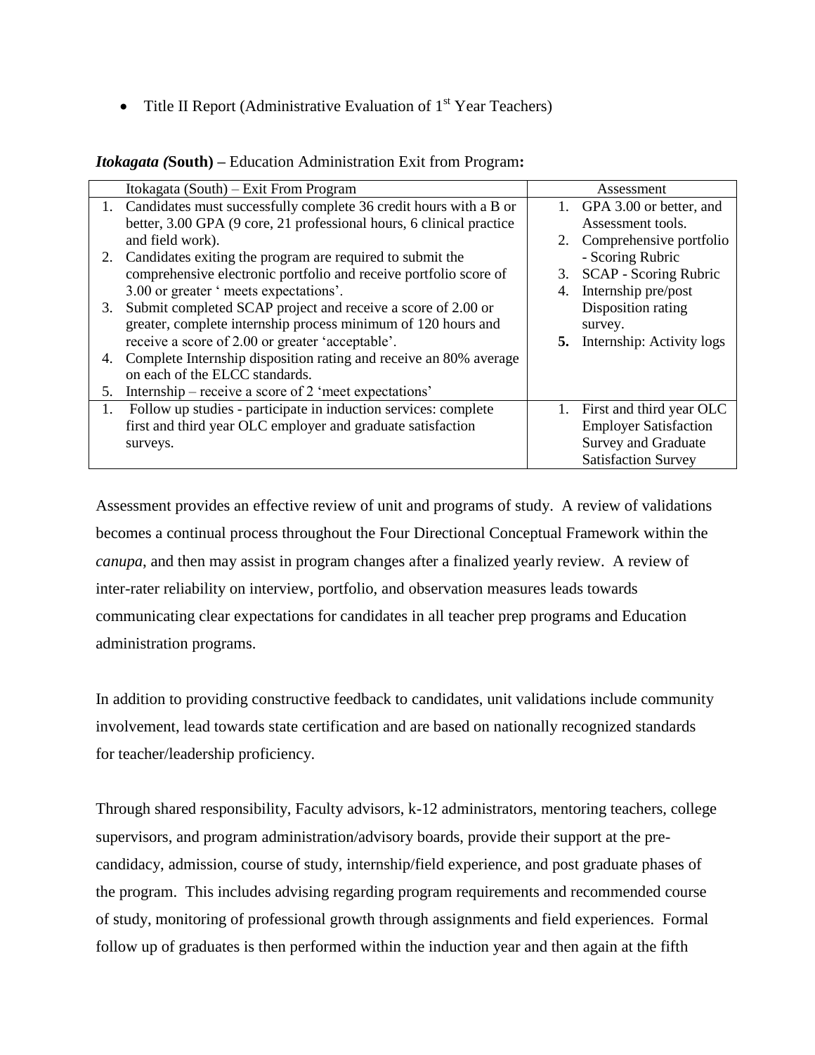- Title II Report (Administrative Evaluation of 1st Year Teachers)

***Itokagata (*****South)** – Education Administration Exit from Program**:**

| Itokagata (South) – Exit From Program | Assessment |
|---|---|
| 1. Candidates must successfully complete 36 credit hours with a B or better, 3.00 GPA (9 core, 21 professional hours, 6 clinical practice and field work).<br>2. Candidates exiting the program are required to submit the comprehensive electronic portfolio and receive portfolio score of 3.00 or greater ' meets expectations'.<br>3. Submit completed SCAP project and receive a score of 2.00 or greater, complete internship process minimum of 120 hours and receive a score of 2.00 or greater 'acceptable'.<br>4. Complete Internship disposition rating and receive an 80% average on each of the ELCC standards.<br>5. Internship – receive a score of 2 'meet expectations' | 1. GPA 3.00 or better, and Assessment tools.<br>2. Comprehensive portfolio - Scoring Rubric<br>3. SCAP - Scoring Rubric<br>4. Internship pre/post Disposition rating survey.<br>**5.** Internship: Activity logs |
| 1. Follow up studies - participate in induction services: complete first and third year OLC employer and graduate satisfaction surveys. | 1. First and third year OLC Employer Satisfaction Survey and Graduate Satisfaction Survey |

Assessment provides an effective review of unit and programs of study. A review of validations becomes a continual process throughout the Four Directional Conceptual Framework within the *canupa*, and then may assist in program changes after a finalized yearly review. A review of inter-rater reliability on interview, portfolio, and observation measures leads towards communicating clear expectations for candidates in all teacher prep programs and Education administration programs.

In addition to providing constructive feedback to candidates, unit validations include community involvement, lead towards state certification and are based on nationally recognized standards for teacher/leadership proficiency.

Through shared responsibility, Faculty advisors, k-12 administrators, mentoring teachers, college supervisors, and program administration/advisory boards, provide their support at the pre-candidacy, admission, course of study, internship/field experience, and post graduate phases of the program. This includes advising regarding program requirements and recommended course of study, monitoring of professional growth through assignments and field experiences. Formal follow up of graduates is then performed within the induction year and then again at the fifth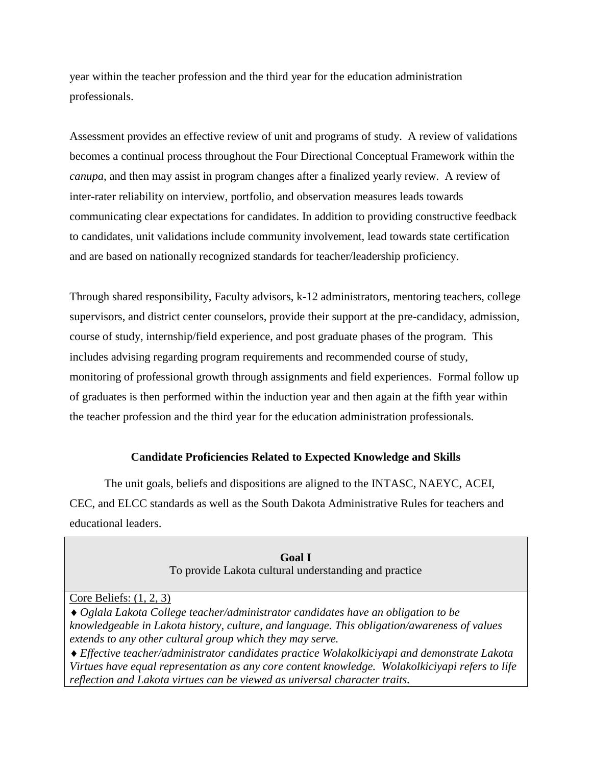year within the teacher profession and the third year for the education administration professionals.

Assessment provides an effective review of unit and programs of study. A review of validations becomes a continual process throughout the Four Directional Conceptual Framework within the *canupa*, and then may assist in program changes after a finalized yearly review. A review of inter-rater reliability on interview, portfolio, and observation measures leads towards communicating clear expectations for candidates. In addition to providing constructive feedback to candidates, unit validations include community involvement, lead towards state certification and are based on nationally recognized standards for teacher/leadership proficiency.

Through shared responsibility, Faculty advisors, k-12 administrators, mentoring teachers, college supervisors, and district center counselors, provide their support at the pre-candidacy, admission, course of study, internship/field experience, and post graduate phases of the program. This includes advising regarding program requirements and recommended course of study, monitoring of professional growth through assignments and field experiences. Formal follow up of graduates is then performed within the induction year and then again at the fifth year within the teacher profession and the third year for the education administration professionals.

### Candidate Proficiencies Related to Expected Knowledge and Skills

The unit goals, beliefs and dispositions are aligned to the INTASC, NAEYC, ACEI, CEC, and ELCC standards as well as the South Dakota Administrative Rules for teachers and educational leaders.

| **Goal I**<br>To provide Lakota cultural understanding and practice |
|---|
| Core Beliefs: (1, 2, 3)<br>♦ *Oglala Lakota College teacher/administrator candidates have an obligation to be knowledgeable in Lakota history, culture, and language. This obligation/awareness of values extends to any other cultural group which they may serve.*<br>♦ *Effective teacher/administrator candidates practice Wolakolkiciyapi and demonstrate Lakota Virtues have equal representation as any core content knowledge. Wolakolkiciyapi refers to life reflection and Lakota virtues can be viewed as universal character traits.* |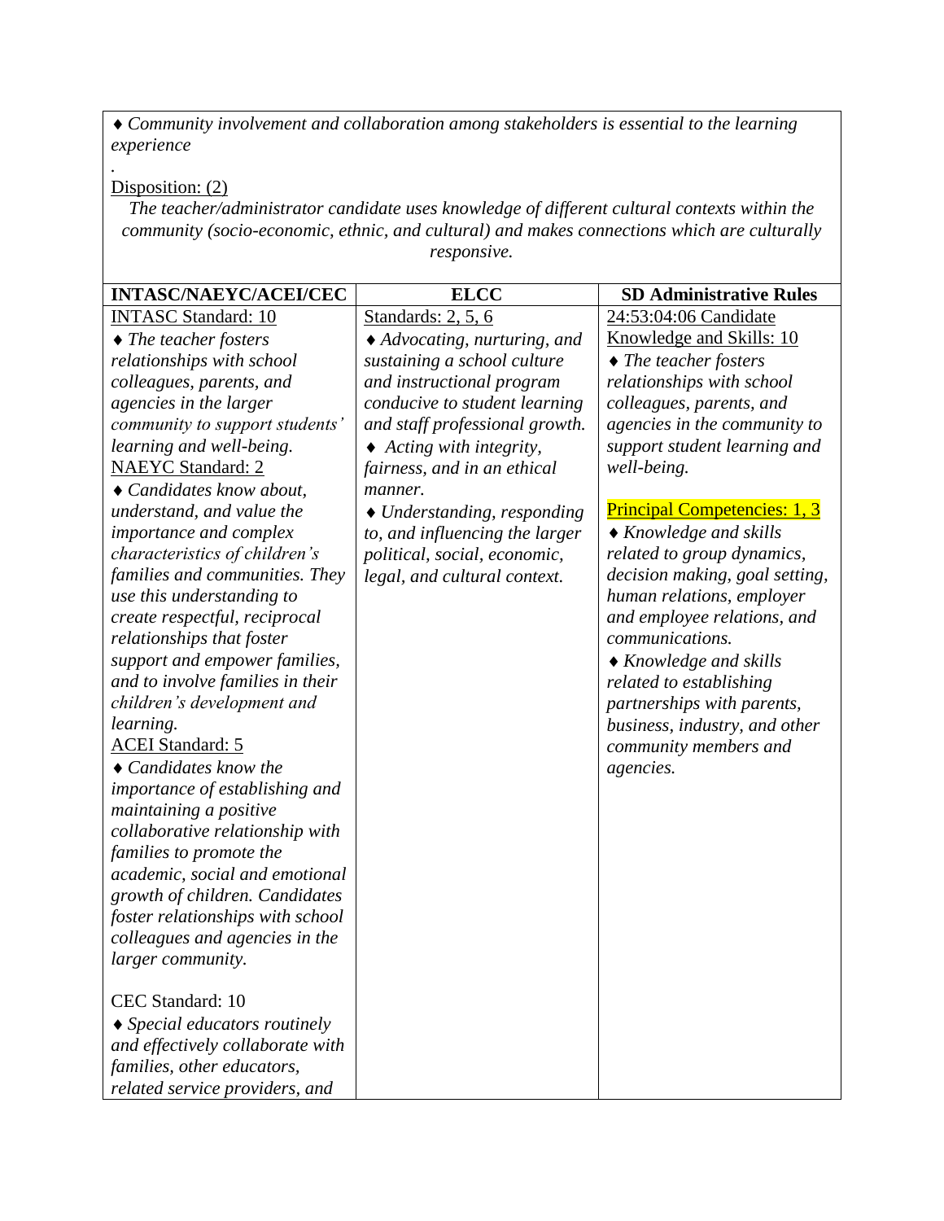♦ *Community involvement and collaboration among stakeholders is essential to the learning experience*

.

Disposition: (2)

*The teacher/administrator candidate uses knowledge of different cultural contexts within the community (socio-economic, ethnic, and cultural) and makes connections which are culturally responsive.*

| INTASC/NAEYC/ACEI/CEC | ELCC | SD Administrative Rules |
|---|---|---|
| INTASC Standard: 10<br>♦ *The teacher fosters relationships with school colleagues, parents, and agencies in the larger community to support students' learning and well-being.*<br>NAEYC Standard: 2<br>♦ *Candidates know about, understand, and value the importance and complex characteristics of children's families and communities. They use this understanding to create respectful, reciprocal relationships that foster support and empower families, and to involve families in their children's development and learning.*<br>ACEI Standard: 5<br>♦ *Candidates know the importance of establishing and maintaining a positive collaborative relationship with families to promote the academic, social and emotional growth of children. Candidates foster relationships with school colleagues and agencies in the larger community.*<br><br>CEC Standard: 10<br>♦ *Special educators routinely and effectively collaborate with families, other educators, related service providers, and* | Standards: 2, 5, 6<br>♦ *Advocating, nurturing, and sustaining a school culture and instructional program conducive to student learning and staff professional growth.*<br>♦ *Acting with integrity, fairness, and in an ethical manner.*<br>♦ *Understanding, responding to, and influencing the larger political, social, economic, legal, and cultural context.* | 24:53:04:06 Candidate Knowledge and Skills: 10<br>♦ *The teacher fosters relationships with school colleagues, parents, and agencies in the community to support student learning and well-being.*<br><br>Principal Competencies: 1, 3<br>♦ *Knowledge and skills related to group dynamics, decision making, goal setting, human relations, employer and employee relations, and communications.*<br>♦ *Knowledge and skills related to establishing partnerships with parents, business, industry, and other community members and agencies.* |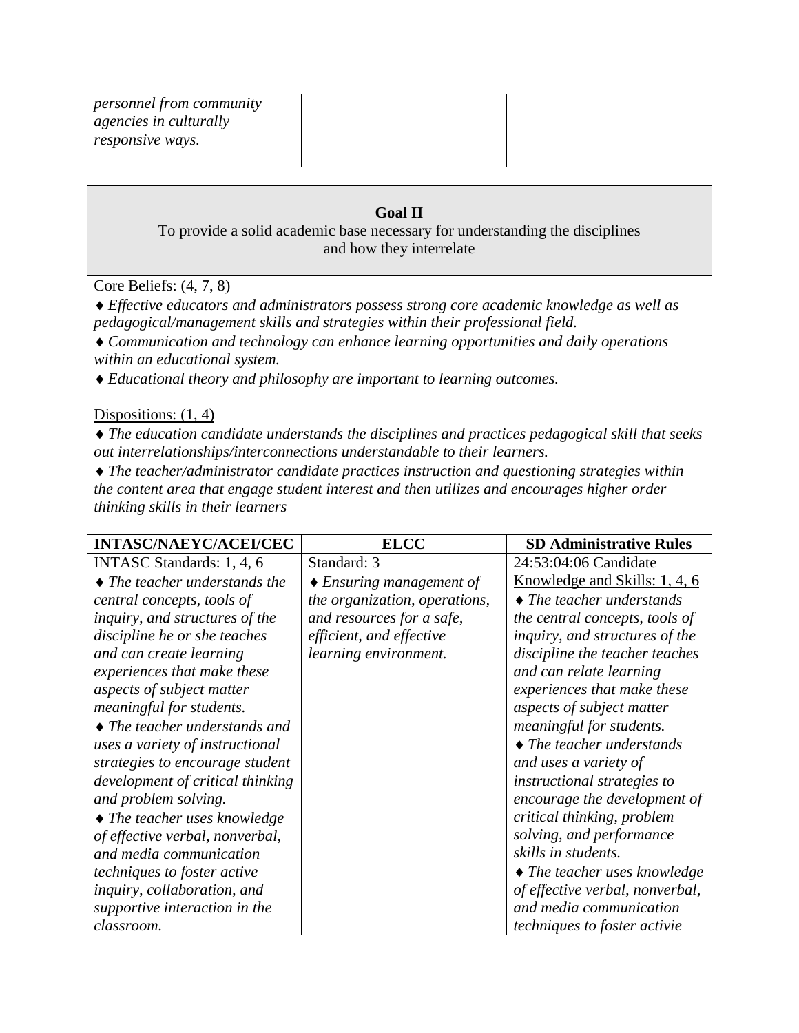| | | |
|---|---|---|
| *personnel from community agencies in culturally responsive ways.* | | |

**Goal II**

To provide a solid academic base necessary for understanding the disciplines and how they interrelate

Core Beliefs: (4, 7, 8)

♦ *Effective educators and administrators possess strong core academic knowledge as well as pedagogical/management skills and strategies within their professional field.*

♦ *Communication and technology can enhance learning opportunities and daily operations within an educational system.*

♦ *Educational theory and philosophy are important to learning outcomes.*

Dispositions: (1, 4)

♦ *The education candidate understands the disciplines and practices pedagogical skill that seeks out interrelationships/interconnections understandable to their learners.*

♦ *The teacher/administrator candidate practices instruction and questioning strategies within the content area that engage student interest and then utilizes and encourages higher order thinking skills in their learners*

| INTASC/NAEYC/ACEI/CEC | ELCC | SD Administrative Rules |
|---|---|---|
| INTASC Standards: 1, 4, 6<br>♦ *The teacher understands the central concepts, tools of inquiry, and structures of the discipline he or she teaches and can create learning experiences that make these aspects of subject matter meaningful for students.*<br>♦ *The teacher understands and uses a variety of instructional strategies to encourage student development of critical thinking and problem solving.*<br>♦ *The teacher uses knowledge of effective verbal, nonverbal, and media communication techniques to foster active inquiry, collaboration, and supportive interaction in the classroom.* | Standard: 3<br>♦ *Ensuring management of the organization, operations, and resources for a safe, efficient, and effective learning environment.* | 24:53:04:06 Candidate Knowledge and Skills: 1, 4, 6<br>♦ *The teacher understands the central concepts, tools of inquiry, and structures of the discipline the teacher teaches and can relate learning experiences that make these aspects of subject matter meaningful for students.*<br>♦ *The teacher understands and uses a variety of instructional strategies to encourage the development of critical thinking, problem solving, and performance skills in students.*<br>♦ *The teacher uses knowledge of effective verbal, nonverbal, and media communication techniques to foster activie* |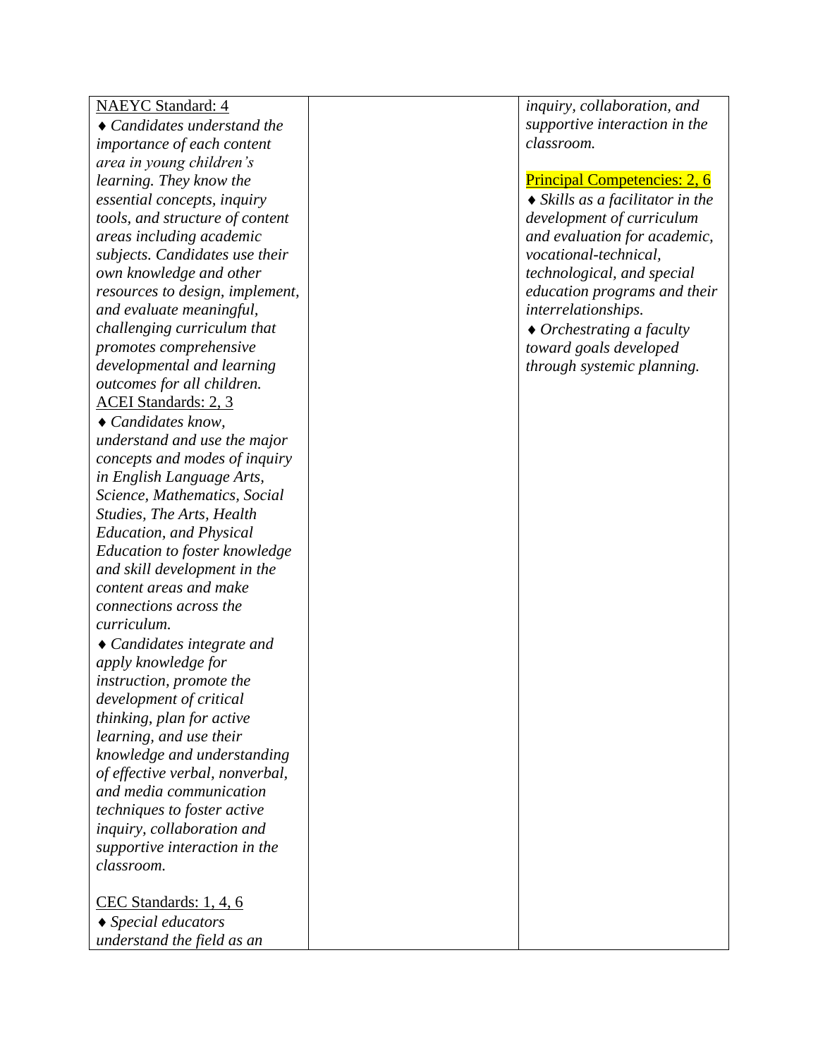| | | |
|---|---|---|
| <u>NAEYC Standard: 4</u><br>♦ *Candidates understand the importance of each content area in young children's learning. They know the essential concepts, inquiry tools, and structure of content areas including academic subjects. Candidates use their own knowledge and other resources to design, implement, and evaluate meaningful, challenging curriculum that promotes comprehensive developmental and learning outcomes for all children.*<br><u>ACEI Standards: 2, 3</u><br>♦ *Candidates know, understand and use the major concepts and modes of inquiry in English Language Arts, Science, Mathematics, Social Studies, The Arts, Health Education, and Physical Education to foster knowledge and skill development in the content areas and make connections across the curriculum.*<br>♦ *Candidates integrate and apply knowledge for instruction, promote the development of critical thinking, plan for active learning, and use their knowledge and understanding of effective verbal, nonverbal, and media communication techniques to foster active inquiry, collaboration and supportive interaction in the classroom.*<br><br><u>CEC Standards: 1, 4, 6</u><br>♦ *Special educators understand the field as an* | | *inquiry, collaboration, and supportive interaction in the classroom.*<br><br><u>Principal Competencies: 2, 6</u><br>♦ *Skills as a facilitator in the development of curriculum and evaluation for academic, vocational-technical, technological, and special education programs and their interrelationships.*<br>♦ *Orchestrating a faculty toward goals developed through systemic planning.* |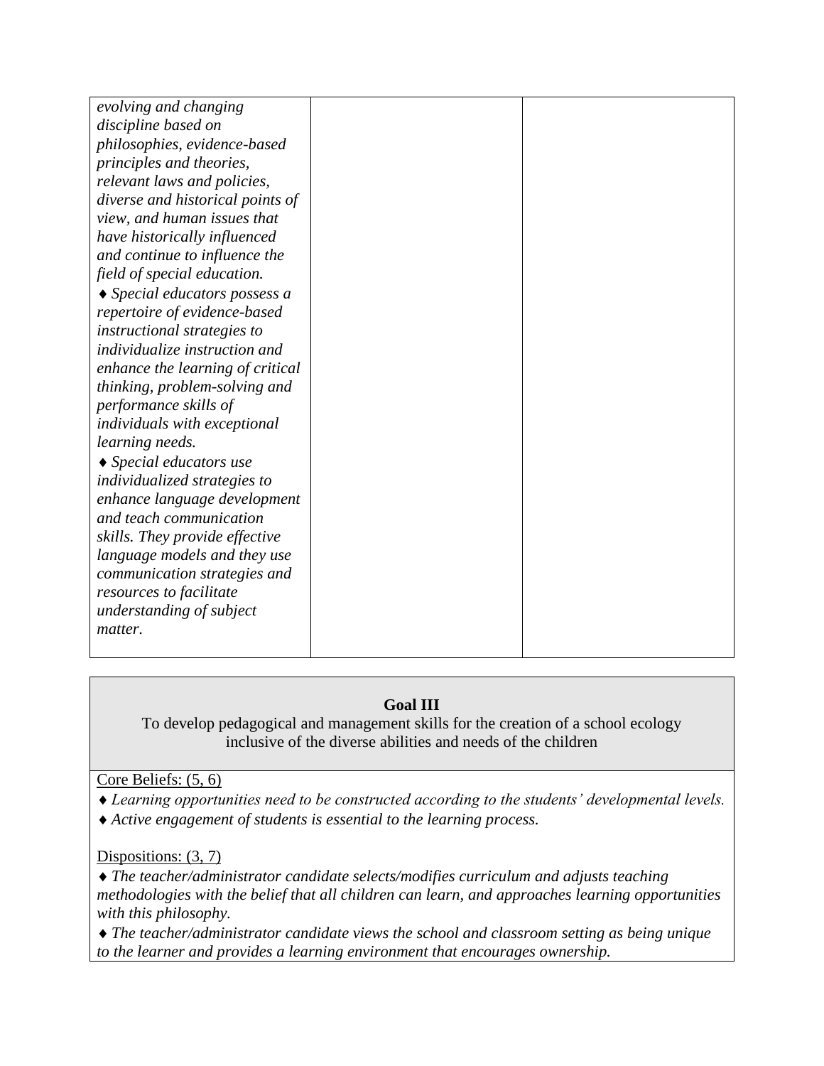| | | |
|---|---|---|
| *evolving and changing discipline based on philosophies, evidence-based principles and theories, relevant laws and policies, diverse and historical points of view, and human issues that have historically influenced and continue to influence the field of special education.*<br>♦ *Special educators possess a repertoire of evidence-based instructional strategies to individualize instruction and enhance the learning of critical thinking, problem-solving and performance skills of individuals with exceptional learning needs.*<br>♦ *Special educators use individualized strategies to enhance language development and teach communication skills. They provide effective language models and they use communication strategies and resources to facilitate understanding of subject matter.* | | |

**Goal III**

To develop pedagogical and management skills for the creation of a school ecology inclusive of the diverse abilities and needs of the children

Core Beliefs: (5, 6)

♦ *Learning opportunities need to be constructed according to the students' developmental levels.*

♦ *Active engagement of students is essential to the learning process.*

Dispositions: (3, 7)

♦ *The teacher/administrator candidate selects/modifies curriculum and adjusts teaching methodologies with the belief that all children can learn, and approaches learning opportunities with this philosophy.*

♦ *The teacher/administrator candidate views the school and classroom setting as being unique to the learner and provides a learning environment that encourages ownership.*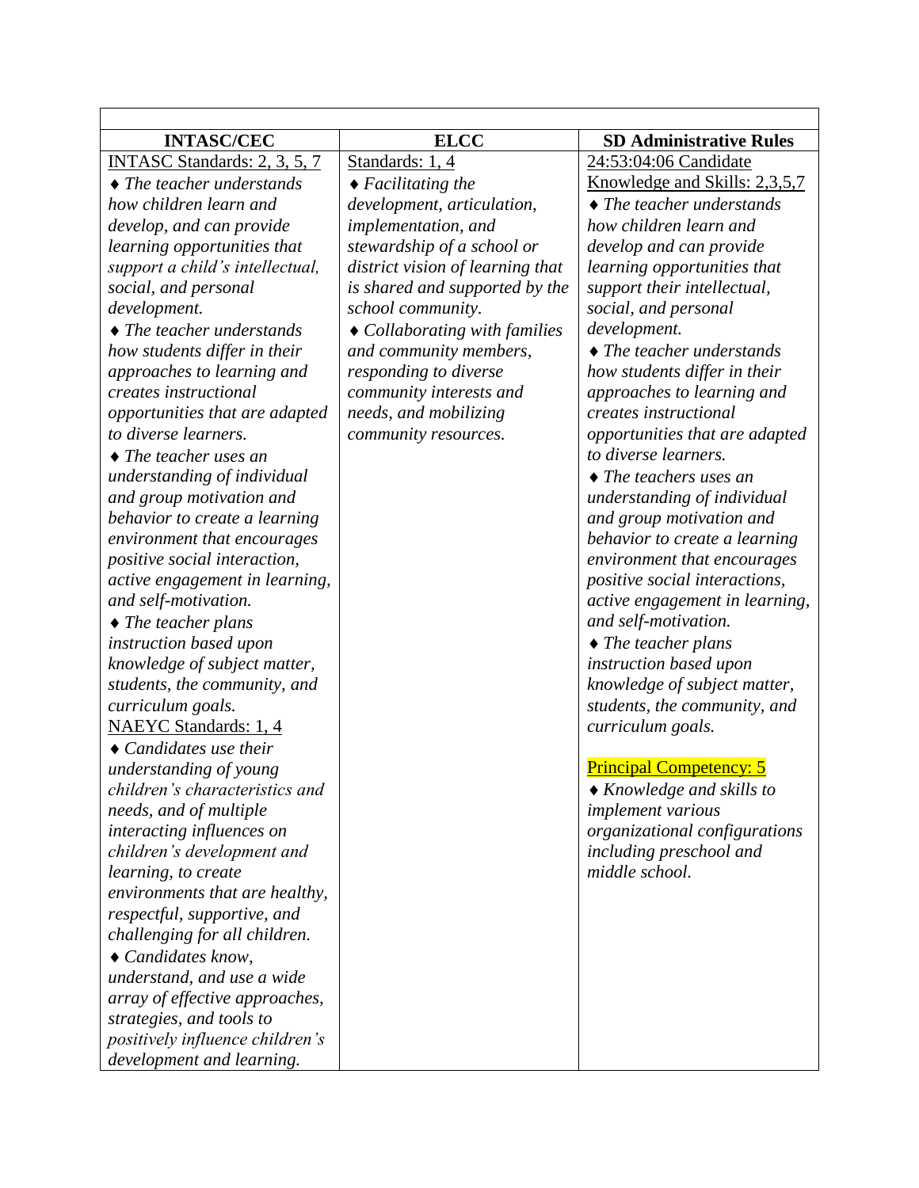| INTASC/CEC | ELCC | SD Administrative Rules |
|---|---|---|
| INTASC Standards: 2, 3, 5, 7<br>♦ *The teacher understands how children learn and develop, and can provide learning opportunities that support a child's intellectual, social, and personal development.*<br>♦ *The teacher understands how students differ in their approaches to learning and creates instructional opportunities that are adapted to diverse learners.*<br>♦ *The teacher uses an understanding of individual and group motivation and behavior to create a learning environment that encourages positive social interaction, active engagement in learning, and self-motivation.*<br>♦ *The teacher plans instruction based upon knowledge of subject matter, students, the community, and curriculum goals.*<br>NAEYC Standards: 1, 4<br>♦ *Candidates use their understanding of young children's characteristics and needs, and of multiple interacting influences on children's development and learning, to create environments that are healthy, respectful, supportive, and challenging for all children.*<br>♦ *Candidates know, understand, and use a wide array of effective approaches, strategies, and tools to positively influence children's development and learning.* | Standards: 1, 4<br>♦ *Facilitating the development, articulation, implementation, and stewardship of a school or district vision of learning that is shared and supported by the school community.*<br>♦ *Collaborating with families and community members, responding to diverse community interests and needs, and mobilizing community resources.* | 24:53:04:06 Candidate Knowledge and Skills: 2,3,5,7<br>♦ *The teacher understands how children learn and develop and can provide learning opportunities that support their intellectual, social, and personal development.*<br>♦ *The teacher understands how students differ in their approaches to learning and creates instructional opportunities that are adapted to diverse learners.*<br>♦ *The teachers uses an understanding of individual and group motivation and behavior to create a learning environment that encourages positive social interactions, active engagement in learning, and self-motivation.*<br>♦ *The teacher plans instruction based upon knowledge of subject matter, students, the community, and curriculum goals.*<br><br>Principal Competency: 5<br>♦ *Knowledge and skills to implement various organizational configurations including preschool and middle school.* |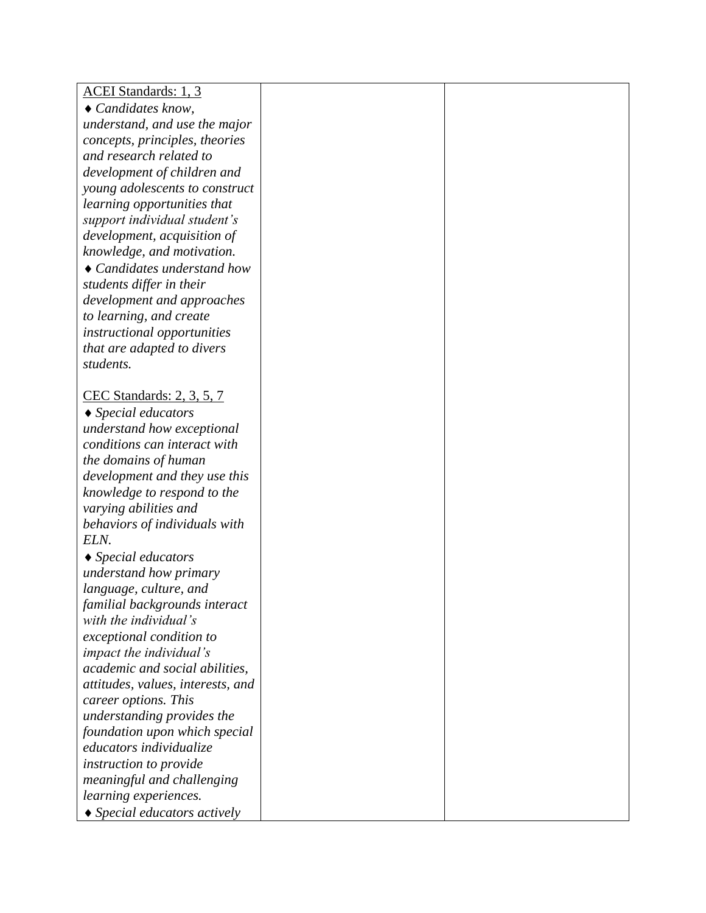| | | |
|---|---|---|
| <u>ACEI Standards: 1, 3</u><br>♦ *Candidates know, understand, and use the major concepts, principles, theories and research related to development of children and young adolescents to construct learning opportunities that support individual student's development, acquisition of knowledge, and motivation.*<br>♦ *Candidates understand how students differ in their development and approaches to learning, and create instructional opportunities that are adapted to divers students.*<br><br><u>CEC Standards: 2, 3, 5, 7</u><br>♦ *Special educators understand how exceptional conditions can interact with the domains of human development and they use this knowledge to respond to the varying abilities and behaviors of individuals with ELN.*<br>♦ *Special educators understand how primary language, culture, and familial backgrounds interact with the individual's exceptional condition to impact the individual's academic and social abilities, attitudes, values, interests, and career options. This understanding provides the foundation upon which special educators individualize instruction to provide meaningful and challenging learning experiences.*<br>♦ *Special educators actively* | | |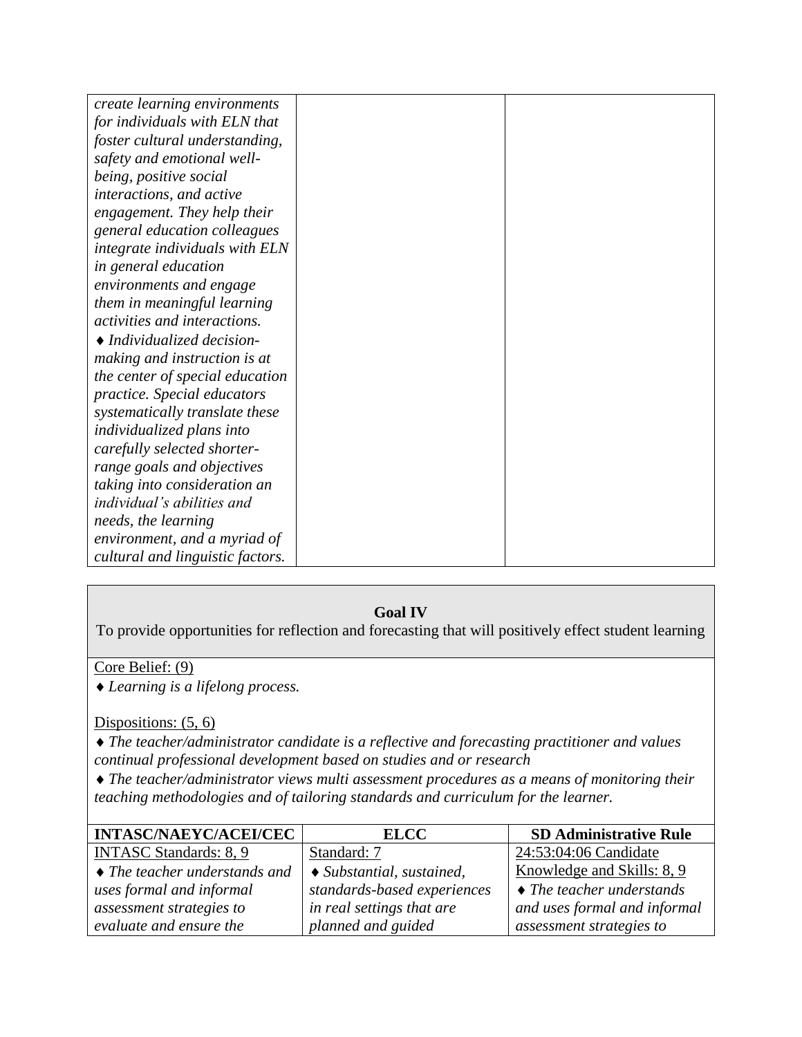| | | |
|---|---|---|
| *create learning environments for individuals with ELN that foster cultural understanding, safety and emotional well-being, positive social interactions, and active engagement. They help their general education colleagues integrate individuals with ELN in general education environments and engage them in meaningful learning activities and interactions.* ♦ *Individualized decision-making and instruction is at the center of special education practice. Special educators systematically translate these individualized plans into carefully selected shorter-range goals and objectives taking into consideration an individual's abilities and needs, the learning environment, and a myriad of cultural and linguistic factors.* | | |

**Goal IV**

To provide opportunities for reflection and forecasting that will positively effect student learning

Core Belief: (9)

♦ *Learning is a lifelong process.*

Dispositions: (5, 6)

♦ *The teacher/administrator candidate is a reflective and forecasting practitioner and values continual professional development based on studies and or research*

♦ *The teacher/administrator views multi assessment procedures as a means of monitoring their teaching methodologies and of tailoring standards and curriculum for the learner.*

| INTASC/NAEYC/ACEI/CEC | ELCC | SD Administrative Rule |
|---|---|---|
| INTASC Standards: 8, 9 ♦ *The teacher understands and uses formal and informal assessment strategies to evaluate and ensure the* | Standard: 7 ♦ *Substantial, sustained, standards-based experiences in real settings that are planned and guided* | 24:53:04:06 Candidate Knowledge and Skills: 8, 9 ♦ *The teacher understands and uses formal and informal assessment strategies to* |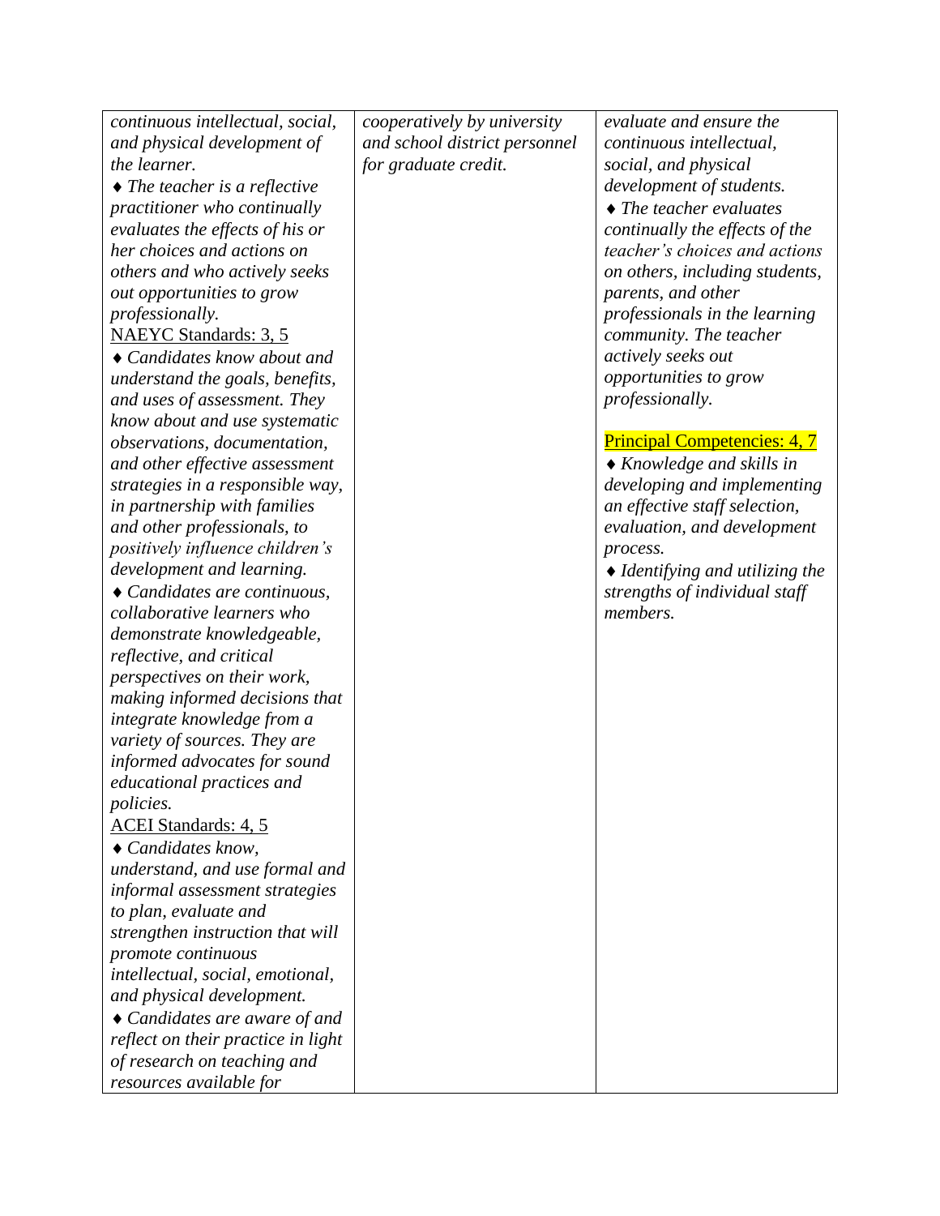| | | |
|---|---|---|
| *continuous intellectual, social, and physical development of the learner.*<br>♦ *The teacher is a reflective practitioner who continually evaluates the effects of his or her choices and actions on others and who actively seeks out opportunities to grow professionally.*<br>NAEYC Standards: 3, 5<br>♦ *Candidates know about and understand the goals, benefits, and uses of assessment. They know about and use systematic observations, documentation, and other effective assessment strategies in a responsible way, in partnership with families and other professionals, to positively influence children's development and learning.*<br>♦ *Candidates are continuous, collaborative learners who demonstrate knowledgeable, reflective, and critical perspectives on their work, making informed decisions that integrate knowledge from a variety of sources. They are informed advocates for sound educational practices and policies.*<br>ACEI Standards: 4, 5<br>♦ *Candidates know, understand, and use formal and informal assessment strategies to plan, evaluate and strengthen instruction that will promote continuous intellectual, social, emotional, and physical development.*<br>♦ *Candidates are aware of and reflect on their practice in light of research on teaching and resources available for* | *cooperatively by university and school district personnel for graduate credit.* | *evaluate and ensure the continuous intellectual, social, and physical development of students.*<br>♦ *The teacher evaluates continually the effects of the teacher's choices and actions on others, including students, parents, and other professionals in the learning community. The teacher actively seeks out opportunities to grow professionally.*<br><br>Principal Competencies: 4, 7<br>♦ *Knowledge and skills in developing and implementing an effective staff selection, evaluation, and development process.*<br>♦ *Identifying and utilizing the strengths of individual staff members.* |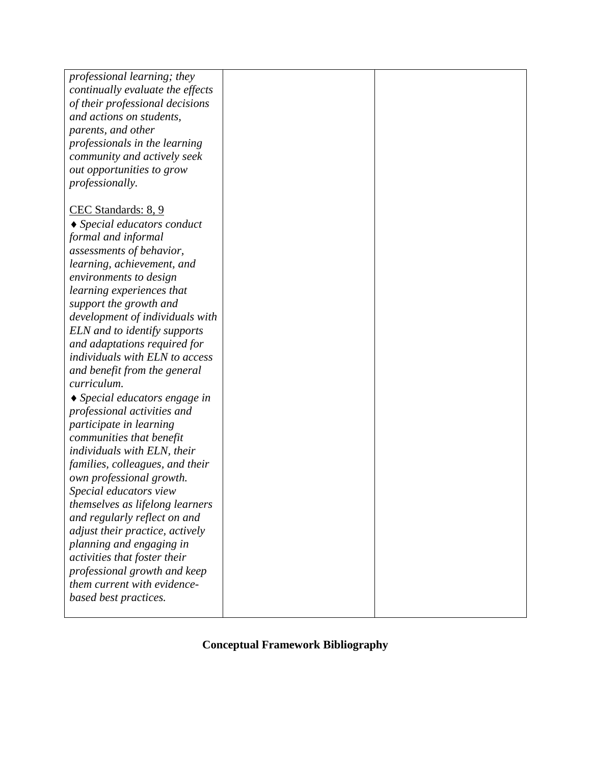| | | |
|---|---|---|
| *professional learning; they continually evaluate the effects of their professional decisions and actions on students, parents, and other professionals in the learning community and actively seek out opportunities to grow professionally.*<br><br>CEC Standards: 8, 9<br>♦ *Special educators conduct formal and informal assessments of behavior, learning, achievement, and environments to design learning experiences that support the growth and development of individuals with ELN and to identify supports and adaptations required for individuals with ELN to access and benefit from the general curriculum.*<br>♦ *Special educators engage in professional activities and participate in learning communities that benefit individuals with ELN, their families, colleagues, and their own professional growth. Special educators view themselves as lifelong learners and regularly reflect on and adjust their practice, actively planning and engaging in activities that foster their professional growth and keep them current with evidence-based best practices.* | | |

**Conceptual Framework Bibliography**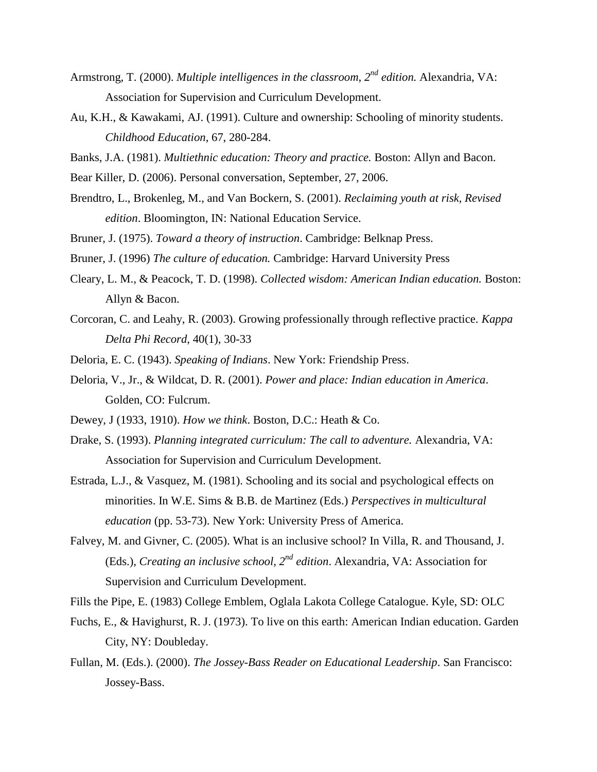Armstrong, T. (2000). *Multiple intelligences in the classroom, 2nd edition.* Alexandria, VA: Association for Supervision and Curriculum Development.

Au, K.H., & Kawakami, AJ. (1991). Culture and ownership: Schooling of minority students. *Childhood Education*, 67, 280-284.

Banks, J.A. (1981). *Multiethnic education: Theory and practice.* Boston: Allyn and Bacon.

Bear Killer, D. (2006). Personal conversation, September, 27, 2006.

Brendtro, L., Brokenleg, M., and Van Bockern, S. (2001). *Reclaiming youth at risk, Revised edition*. Bloomington, IN: National Education Service.

Bruner, J. (1975). *Toward a theory of instruction*. Cambridge: Belknap Press.

Bruner, J. (1996) *The culture of education.* Cambridge: Harvard University Press

Cleary, L. M., & Peacock, T. D. (1998). *Collected wisdom: American Indian education.* Boston: Allyn & Bacon.

Corcoran, C. and Leahy, R. (2003). Growing professionally through reflective practice. *Kappa Delta Phi Record*, 40(1), 30-33

Deloria, E. C. (1943). *Speaking of Indians*. New York: Friendship Press.

Deloria, V., Jr., & Wildcat, D. R. (2001). *Power and place: Indian education in America*. Golden, CO: Fulcrum.

Dewey, J (1933, 1910). *How we think*. Boston, D.C.: Heath & Co.

Drake, S. (1993). *Planning integrated curriculum: The call to adventure.* Alexandria, VA: Association for Supervision and Curriculum Development.

Estrada, L.J., & Vasquez, M. (1981). Schooling and its social and psychological effects on minorities. In W.E. Sims & B.B. de Martinez (Eds.) *Perspectives in multicultural education* (pp. 53-73). New York: University Press of America.

Falvey, M. and Givner, C. (2005). What is an inclusive school? In Villa, R. and Thousand, J. (Eds.), *Creating an inclusive school, 2nd edition*. Alexandria, VA: Association for Supervision and Curriculum Development.

Fills the Pipe, E. (1983) College Emblem, Oglala Lakota College Catalogue. Kyle, SD: OLC

Fuchs, E., & Havighurst, R. J. (1973). To live on this earth: American Indian education. Garden City, NY: Doubleday.

Fullan, M. (Eds.). (2000). *The Jossey-Bass Reader on Educational Leadership*. San Francisco: Jossey-Bass.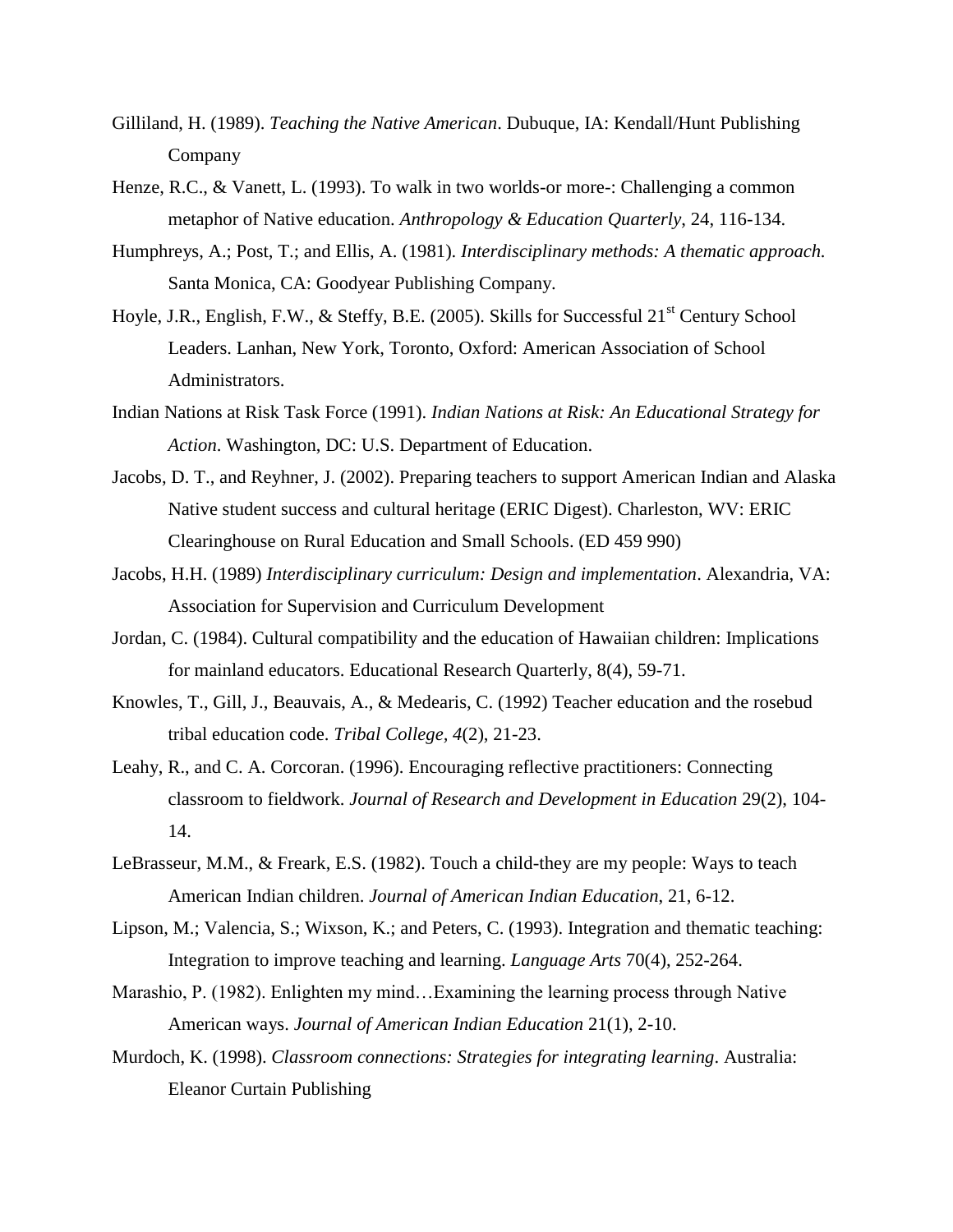Gilliland, H. (1989). *Teaching the Native American*. Dubuque, IA: Kendall/Hunt Publishing Company

Henze, R.C., & Vanett, L. (1993). To walk in two worlds-or more-: Challenging a common metaphor of Native education. *Anthropology & Education Quarterly*, 24, 116-134.

Humphreys, A.; Post, T.; and Ellis, A. (1981). *Interdisciplinary methods: A thematic approach.* Santa Monica, CA: Goodyear Publishing Company.

Hoyle, J.R., English, F.W., & Steffy, B.E. (2005). Skills for Successful 21st Century School Leaders. Lanhan, New York, Toronto, Oxford: American Association of School Administrators.

Indian Nations at Risk Task Force (1991). *Indian Nations at Risk: An Educational Strategy for Action*. Washington, DC: U.S. Department of Education.

Jacobs, D. T., and Reyhner, J. (2002). Preparing teachers to support American Indian and Alaska Native student success and cultural heritage (ERIC Digest). Charleston, WV: ERIC Clearinghouse on Rural Education and Small Schools. (ED 459 990)

Jacobs, H.H. (1989) *Interdisciplinary curriculum: Design and implementation*. Alexandria, VA: Association for Supervision and Curriculum Development

Jordan, C. (1984). Cultural compatibility and the education of Hawaiian children: Implications for mainland educators. Educational Research Quarterly, 8(4), 59-71.

Knowles, T., Gill, J., Beauvais, A., & Medearis, C. (1992) Teacher education and the rosebud tribal education code. *Tribal College, 4*(2), 21-23.

Leahy, R., and C. A. Corcoran. (1996). Encouraging reflective practitioners: Connecting classroom to fieldwork. *Journal of Research and Development in Education* 29(2), 104-14.

LeBrasseur, M.M., & Freark, E.S. (1982). Touch a child-they are my people: Ways to teach American Indian children. *Journal of American Indian Education*, 21, 6-12.

Lipson, M.; Valencia, S.; Wixson, K.; and Peters, C. (1993). Integration and thematic teaching: Integration to improve teaching and learning. *Language Arts* 70(4), 252-264.

Marashio, P. (1982). Enlighten my mind…Examining the learning process through Native American ways. *Journal of American Indian Education* 21(1), 2-10.

Murdoch, K. (1998). *Classroom connections: Strategies for integrating learning*. Australia: Eleanor Curtain Publishing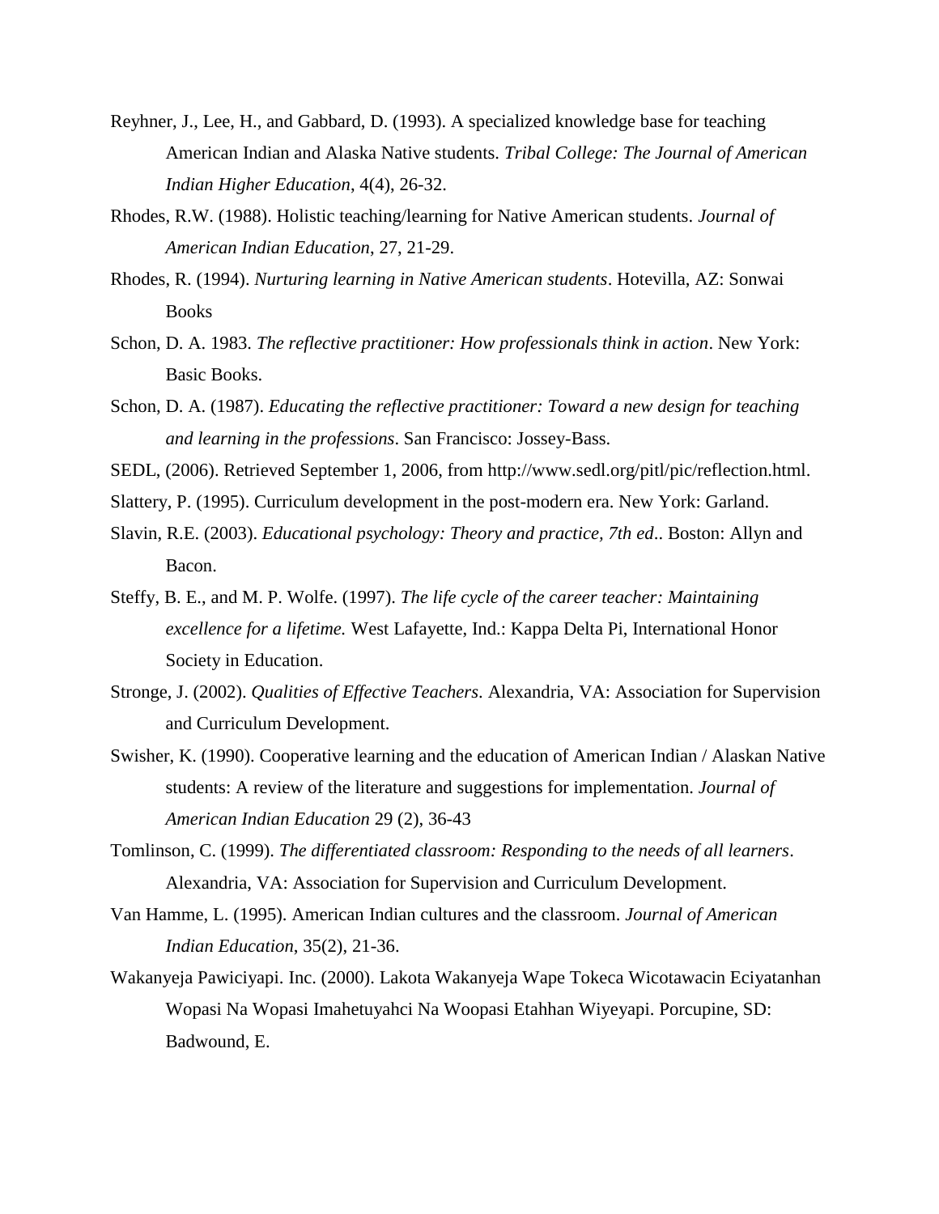Reyhner, J., Lee, H., and Gabbard, D. (1993). A specialized knowledge base for teaching American Indian and Alaska Native students. *Tribal College: The Journal of American Indian Higher Education*, 4(4), 26-32.

Rhodes, R.W. (1988). Holistic teaching/learning for Native American students. *Journal of American Indian Education*, 27, 21-29.

Rhodes, R. (1994). *Nurturing learning in Native American students*. Hotevilla, AZ: Sonwai Books

Schon, D. A. 1983. *The reflective practitioner: How professionals think in action*. New York: Basic Books.

Schon, D. A. (1987). *Educating the reflective practitioner: Toward a new design for teaching and learning in the professions*. San Francisco: Jossey-Bass.

SEDL, (2006). Retrieved September 1, 2006, from http://www.sedl.org/pitl/pic/reflection.html.

Slattery, P. (1995). Curriculum development in the post-modern era. New York: Garland.

Slavin, R.E. (2003). *Educational psychology: Theory and practice, 7th ed*.. Boston: Allyn and Bacon.

Steffy, B. E., and M. P. Wolfe. (1997). *The life cycle of the career teacher: Maintaining excellence for a lifetime.* West Lafayette, Ind.: Kappa Delta Pi, International Honor Society in Education.

Stronge, J. (2002). *Qualities of Effective Teachers*. Alexandria, VA: Association for Supervision and Curriculum Development.

Swisher, K. (1990). Cooperative learning and the education of American Indian / Alaskan Native students: A review of the literature and suggestions for implementation. *Journal of American Indian Education* 29 (2), 36-43

Tomlinson, C. (1999). *The differentiated classroom: Responding to the needs of all learners*. Alexandria, VA: Association for Supervision and Curriculum Development.

Van Hamme, L. (1995). American Indian cultures and the classroom. *Journal of American Indian Education*, 35(2), 21-36.

Wakanyeja Pawiciyapi. Inc. (2000). Lakota Wakanyeja Wape Tokeca Wicotawacin Eciyatanhan Wopasi Na Wopasi Imahetuyahci Na Woopasi Etahhan Wiyeyapi. Porcupine, SD: Badwound, E.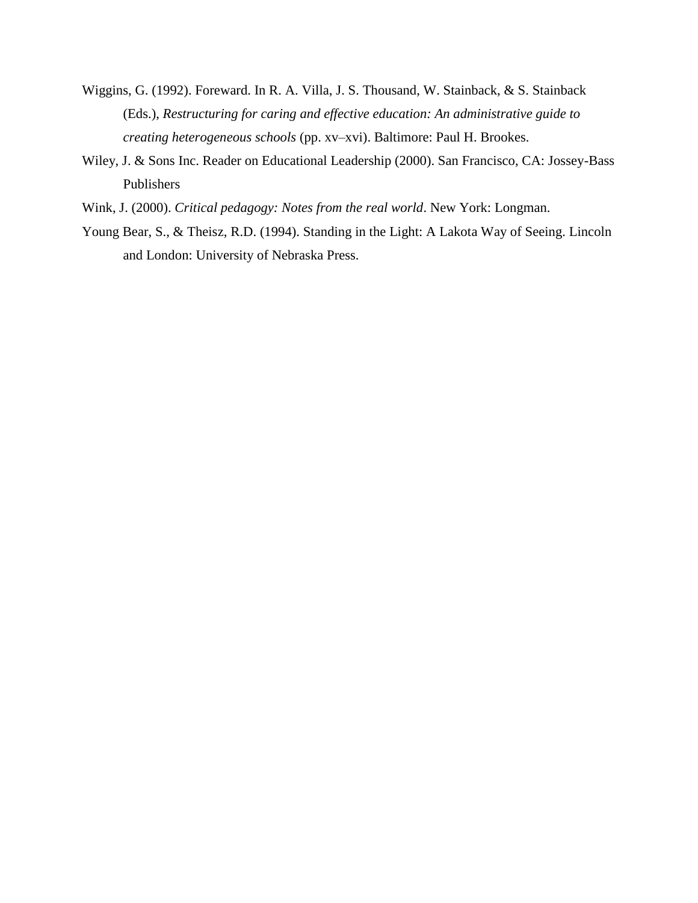Wiggins, G. (1992). Foreward. In R. A. Villa, J. S. Thousand, W. Stainback, & S. Stainback (Eds.), *Restructuring for caring and effective education: An administrative guide to creating heterogeneous schools* (pp. xv–xvi). Baltimore: Paul H. Brookes.

Wiley, J. & Sons Inc. Reader on Educational Leadership (2000). San Francisco, CA: Jossey-Bass Publishers

Wink, J. (2000). *Critical pedagogy: Notes from the real world*. New York: Longman.

Young Bear, S., & Theisz, R.D. (1994). Standing in the Light: A Lakota Way of Seeing. Lincoln and London: University of Nebraska Press.